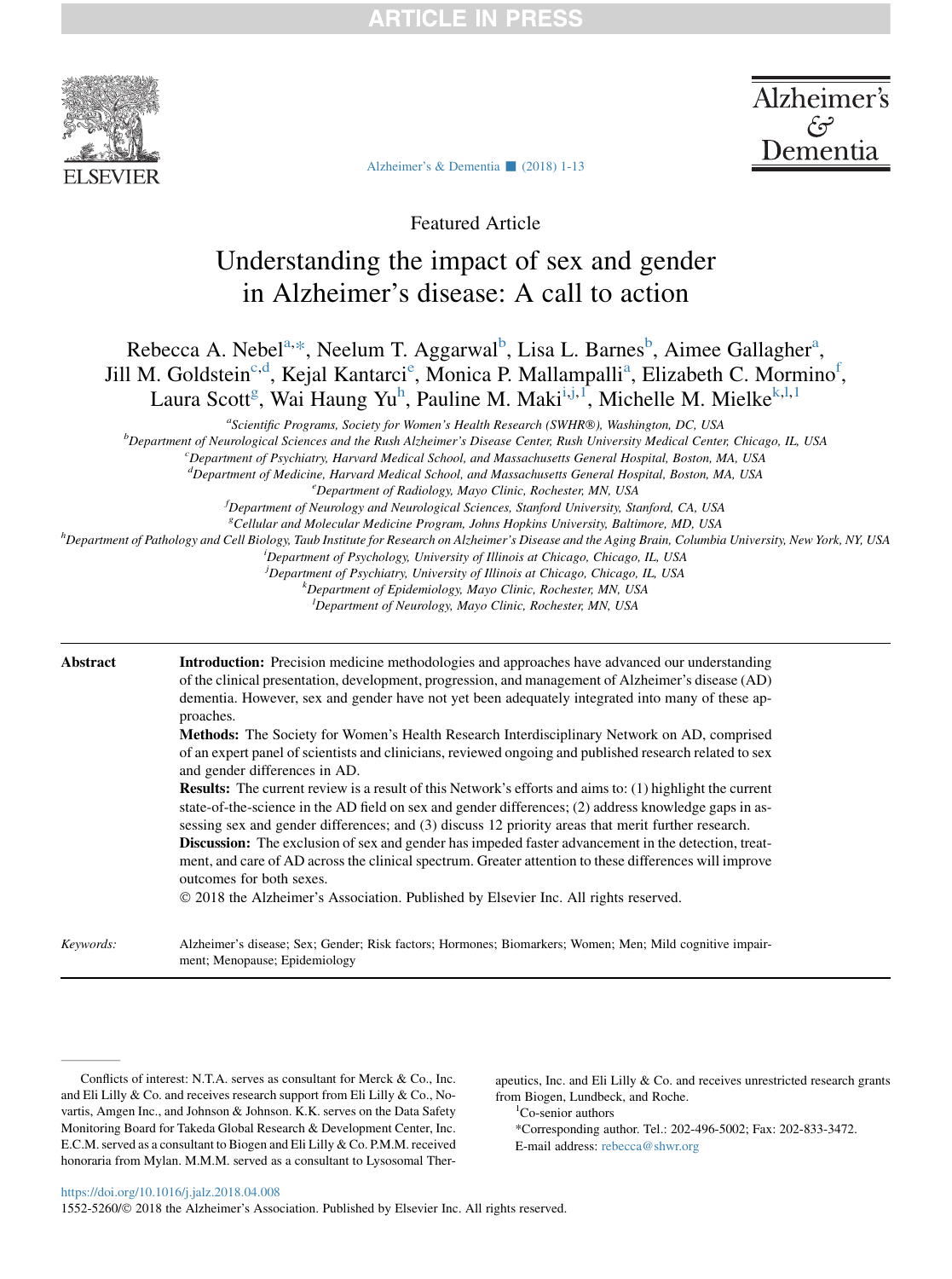Featured Article

# Understanding the impact of sex and gender in Alzheimer's disease: A call to action

Rebecca A. Nebel[a,*], Neelum T. Aggarwal[b], Lisa L. Barnes[b], Aimee Gallagher[a], Jill M. Goldstein[c,d], Kejal Kantarci[e], Monica P. Mallampalli[a], Elizabeth C. Mormino[f], Laura Scott[g], Wai Haung Yu[h], Pauline M. Maki[i,j,1], Michelle M. Mielke[k,l,1]

[a]Scientific Programs, Society for Women's Health Research (SWHR®), Washington, DC, USA
[b]Department of Neurological Sciences and the Rush Alzheimer's Disease Center, Rush University Medical Center, Chicago, IL, USA
[c]Department of Psychiatry, Harvard Medical School, and Massachusetts General Hospital, Boston, MA, USA
[d]Department of Medicine, Harvard Medical School, and Massachusetts General Hospital, Boston, MA, USA
[e]Department of Radiology, Mayo Clinic, Rochester, MN, USA
[f]Department of Neurology and Neurological Sciences, Stanford University, Stanford, CA, USA
[g]Cellular and Molecular Medicine Program, Johns Hopkins University, Baltimore, MD, USA
[h]Department of Pathology and Cell Biology, Taub Institute for Research on Alzheimer's Disease and the Aging Brain, Columbia University, New York, NY, USA
[i]Department of Psychology, University of Illinois at Chicago, Chicago, IL, USA
[j]Department of Psychiatry, University of Illinois at Chicago, Chicago, IL, USA
[k]Department of Epidemiology, Mayo Clinic, Rochester, MN, USA
[l]Department of Neurology, Mayo Clinic, Rochester, MN, USA

**Abstract**

**Introduction:** Precision medicine methodologies and approaches have advanced our understanding of the clinical presentation, development, progression, and management of Alzheimer's disease (AD) dementia. However, sex and gender have not yet been adequately integrated into many of these approaches.

**Methods:** The Society for Women's Health Research Interdisciplinary Network on AD, comprised of an expert panel of scientists and clinicians, reviewed ongoing and published research related to sex and gender differences in AD.

**Results:** The current review is a result of this Network's efforts and aims to: (1) highlight the current state-of-the-science in the AD field on sex and gender differences; (2) address knowledge gaps in assessing sex and gender differences; and (3) discuss 12 priority areas that merit further research.

**Discussion:** The exclusion of sex and gender has impeded faster advancement in the detection, treatment, and care of AD across the clinical spectrum. Greater attention to these differences will improve outcomes for both sexes.

© 2018 the Alzheimer's Association. Published by Elsevier Inc. All rights reserved.

*Keywords:* Alzheimer's disease; Sex; Gender; Risk factors; Hormones; Biomarkers; Women; Men; Mild cognitive impairment; Menopause; Epidemiology

---

Conflicts of interest: N.T.A. serves as consultant for Merck & Co., Inc. and Eli Lilly & Co. and receives research support from Eli Lilly & Co., Novartis, Amgen Inc., and Johnson & Johnson. K.K. serves on the Data Safety Monitoring Board for Takeda Global Research & Development Center, Inc. E.C.M. served as a consultant to Biogen and Eli Lilly & Co. P.M.M. received honoraria from Mylan. M.M.M. served as a consultant to Lysosomal Therapeutics, Inc. and Eli Lilly & Co. and receives unrestricted research grants from Biogen, Lundbeck, and Roche.

[1]Co-senior authors

*Corresponding author. Tel.: 202-496-5002; Fax: 202-833-3472.
E-mail address: rebecca@shwr.org

https://doi.org/10.1016/j.jalz.2018.04.008
1552-5260/© 2018 the Alzheimer's Association. Published by Elsevier Inc. All rights reserved.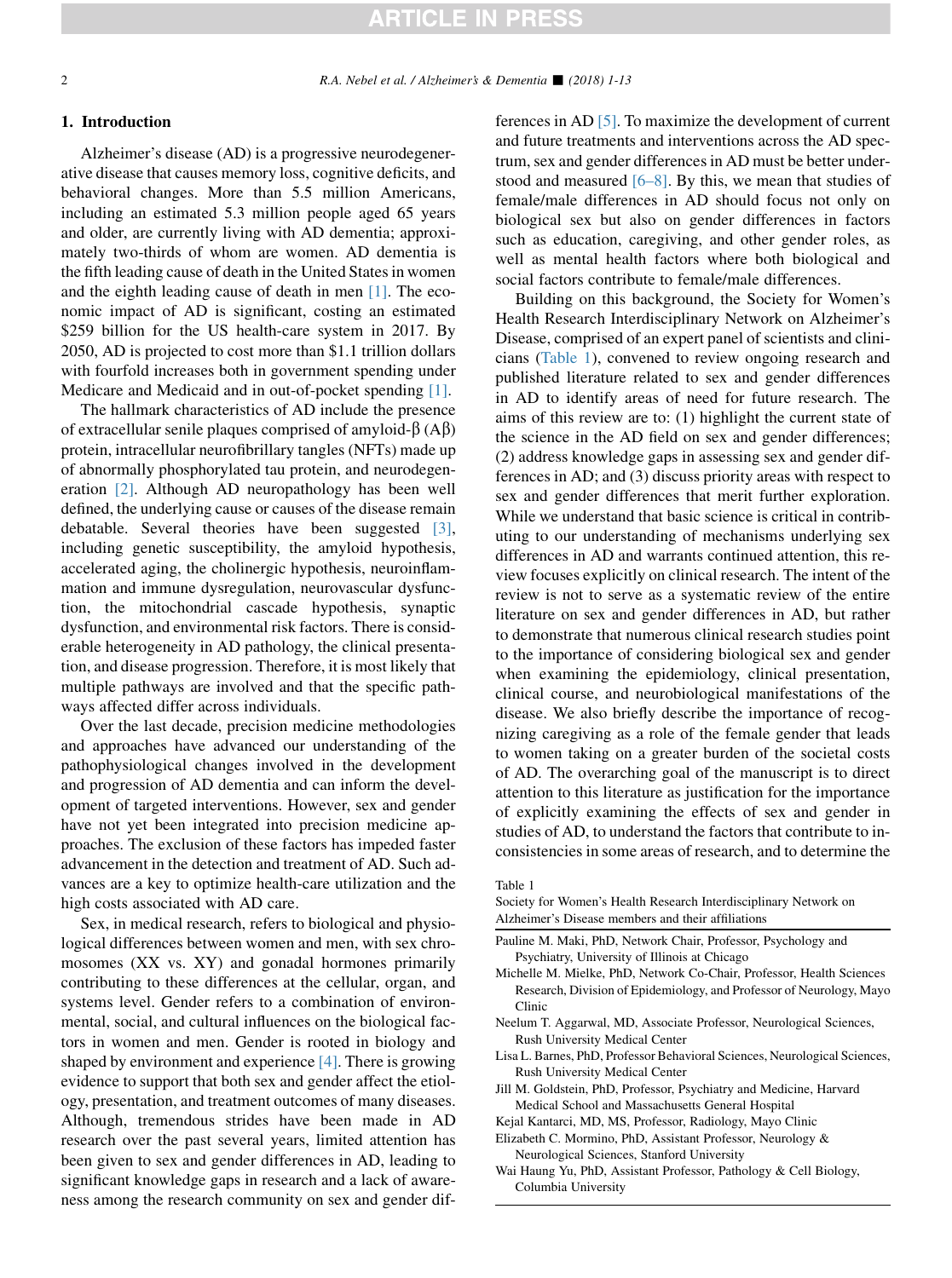## 1. Introduction

Alzheimer's disease (AD) is a progressive neurodegenerative disease that causes memory loss, cognitive deficits, and behavioral changes. More than 5.5 million Americans, including an estimated 5.3 million people aged 65 years and older, are currently living with AD dementia; approximately two-thirds of whom are women. AD dementia is the fifth leading cause of death in the United States in women and the eighth leading cause of death in men [1]. The economic impact of AD is significant, costing an estimated $259 billion for the US health-care system in 2017. By 2050, AD is projected to cost more than $1.1 trillion dollars with fourfold increases both in government spending under Medicare and Medicaid and in out-of-pocket spending [1].

The hallmark characteristics of AD include the presence of extracellular senile plaques comprised of amyloid-β (Aβ) protein, intracellular neurofibrillary tangles (NFTs) made up of abnormally phosphorylated tau protein, and neurodegeneration [2]. Although AD neuropathology has been well defined, the underlying cause or causes of the disease remain debatable. Several theories have been suggested [3], including genetic susceptibility, the amyloid hypothesis, accelerated aging, the cholinergic hypothesis, neuroinflammation and immune dysregulation, neurovascular dysfunction, the mitochondrial cascade hypothesis, synaptic dysfunction, and environmental risk factors. There is considerable heterogeneity in AD pathology, the clinical presentation, and disease progression. Therefore, it is most likely that multiple pathways are involved and that the specific pathways affected differ across individuals.

Over the last decade, precision medicine methodologies and approaches have advanced our understanding of the pathophysiological changes involved in the development and progression of AD dementia and can inform the development of targeted interventions. However, sex and gender have not yet been integrated into precision medicine approaches. The exclusion of these factors has impeded faster advancement in the detection and treatment of AD. Such advances are a key to optimize health-care utilization and the high costs associated with AD care.

Sex, in medical research, refers to biological and physiological differences between women and men, with sex chromosomes (XX vs. XY) and gonadal hormones primarily contributing to these differences at the cellular, organ, and systems level. Gender refers to a combination of environmental, social, and cultural influences on the biological factors in women and men. Gender is rooted in biology and shaped by environment and experience [4]. There is growing evidence to support that both sex and gender affect the etiology, presentation, and treatment outcomes of many diseases. Although, tremendous strides have been made in AD research over the past several years, limited attention has been given to sex and gender differences in AD, leading to significant knowledge gaps in research and a lack of awareness among the research community on sex and gender differences in AD [5]. To maximize the development of current and future treatments and interventions across the AD spectrum, sex and gender differences in AD must be better understood and measured [6–8]. By this, we mean that studies of female/male differences in AD should focus not only on biological sex but also on gender differences in factors such as education, caregiving, and other gender roles, as well as mental health factors where both biological and social factors contribute to female/male differences.

Building on this background, the Society for Women's Health Research Interdisciplinary Network on Alzheimer's Disease, comprised of an expert panel of scientists and clinicians (Table 1), convened to review ongoing research and published literature related to sex and gender differences in AD to identify areas of need for future research. The aims of this review are to: (1) highlight the current state of the science in the AD field on sex and gender differences; (2) address knowledge gaps in assessing sex and gender differences in AD; and (3) discuss priority areas with respect to sex and gender differences that merit further exploration. While we understand that basic science is critical in contributing to our understanding of mechanisms underlying sex differences in AD and warrants continued attention, this review focuses explicitly on clinical research. The intent of the review is not to serve as a systematic review of the entire literature on sex and gender differences in AD, but rather to demonstrate that numerous clinical research studies point to the importance of considering biological sex and gender when examining the epidemiology, clinical presentation, clinical course, and neurobiological manifestations of the disease. We also briefly describe the importance of recognizing caregiving as a role of the female gender that leads to women taking on a greater burden of the societal costs of AD. The overarching goal of the manuscript is to direct attention to this literature as justification for the importance of explicitly examining the effects of sex and gender in studies of AD, to understand the factors that contribute to inconsistencies in some areas of research, and to determine the

Table 1
Society for Women's Health Research Interdisciplinary Network on Alzheimer's Disease members and their affiliations

| |
|---|
| Pauline M. Maki, PhD, Network Chair, Professor, Psychology and Psychiatry, University of Illinois at Chicago |
| Michelle M. Mielke, PhD, Network Co-Chair, Professor, Health Sciences Research, Division of Epidemiology, and Professor of Neurology, Mayo Clinic |
| Neelum T. Aggarwal, MD, Associate Professor, Neurological Sciences, Rush University Medical Center |
| Lisa L. Barnes, PhD, Professor Behavioral Sciences, Neurological Sciences, Rush University Medical Center |
| Jill M. Goldstein, PhD, Professor, Psychiatry and Medicine, Harvard Medical School and Massachusetts General Hospital |
| Kejal Kantarci, MD, MS, Professor, Radiology, Mayo Clinic |
| Elizabeth C. Mormino, PhD, Assistant Professor, Neurology & Neurological Sciences, Stanford University |
| Wai Haung Yu, PhD, Assistant Professor, Pathology & Cell Biology, Columbia University |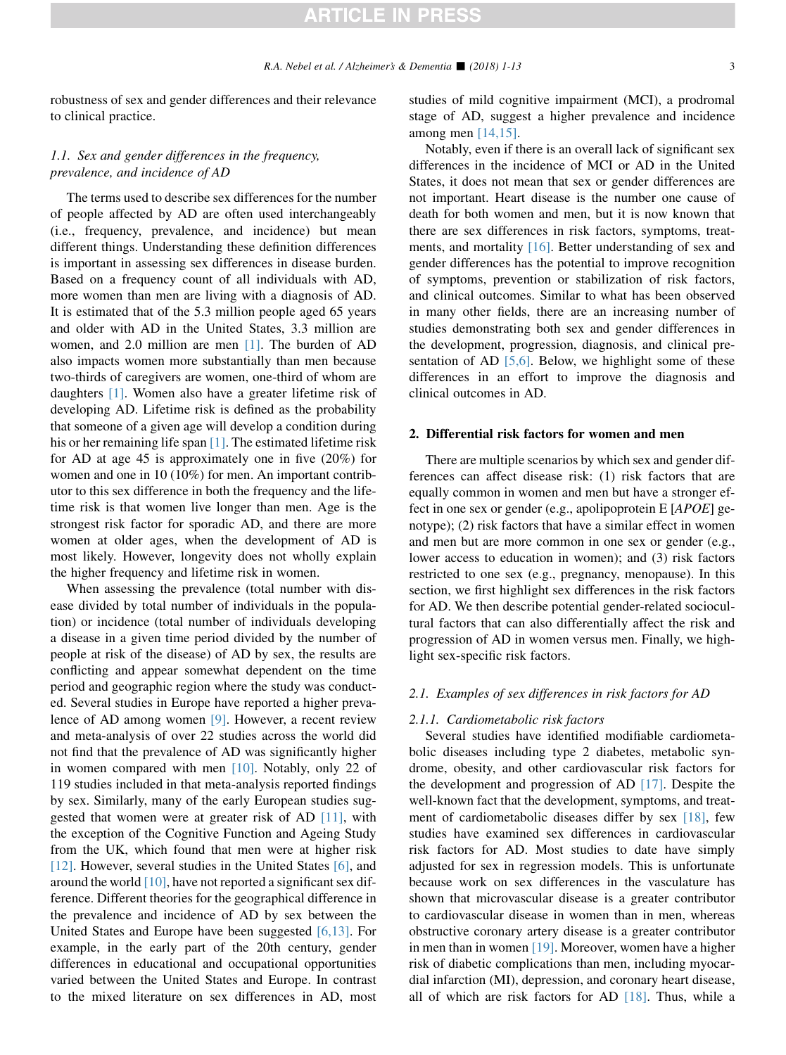robustness of sex and gender differences and their relevance to clinical practice.

### 1.1. Sex and gender differences in the frequency, prevalence, and incidence of AD

The terms used to describe sex differences for the number of people affected by AD are often used interchangeably (i.e., frequency, prevalence, and incidence) but mean different things. Understanding these definition differences is important in assessing sex differences in disease burden. Based on a frequency count of all individuals with AD, more women than men are living with a diagnosis of AD. It is estimated that of the 5.3 million people aged 65 years and older with AD in the United States, 3.3 million are women, and 2.0 million are men [1]. The burden of AD also impacts women more substantially than men because two-thirds of caregivers are women, one-third of whom are daughters [1]. Women also have a greater lifetime risk of developing AD. Lifetime risk is defined as the probability that someone of a given age will develop a condition during his or her remaining life span [1]. The estimated lifetime risk for AD at age 45 is approximately one in five (20%) for women and one in 10 (10%) for men. An important contributor to this sex difference in both the frequency and the lifetime risk is that women live longer than men. Age is the strongest risk factor for sporadic AD, and there are more women at older ages, when the development of AD is most likely. However, longevity does not wholly explain the higher frequency and lifetime risk in women.

When assessing the prevalence (total number with disease divided by total number of individuals in the population) or incidence (total number of individuals developing a disease in a given time period divided by the number of people at risk of the disease) of AD by sex, the results are conflicting and appear somewhat dependent on the time period and geographic region where the study was conducted. Several studies in Europe have reported a higher prevalence of AD among women [9]. However, a recent review and meta-analysis of over 22 studies across the world did not find that the prevalence of AD was significantly higher in women compared with men [10]. Notably, only 22 of 119 studies included in that meta-analysis reported findings by sex. Similarly, many of the early European studies suggested that women were at greater risk of AD [11], with the exception of the Cognitive Function and Ageing Study from the UK, which found that men were at higher risk [12]. However, several studies in the United States [6], and around the world [10], have not reported a significant sex difference. Different theories for the geographical difference in the prevalence and incidence of AD by sex between the United States and Europe have been suggested [6,13]. For example, in the early part of the 20th century, gender differences in educational and occupational opportunities varied between the United States and Europe. In contrast to the mixed literature on sex differences in AD, most studies of mild cognitive impairment (MCI), a prodromal stage of AD, suggest a higher prevalence and incidence among men [14,15].

Notably, even if there is an overall lack of significant sex differences in the incidence of MCI or AD in the United States, it does not mean that sex or gender differences are not important. Heart disease is the number one cause of death for both women and men, but it is now known that there are sex differences in risk factors, symptoms, treatments, and mortality [16]. Better understanding of sex and gender differences has the potential to improve recognition of symptoms, prevention or stabilization of risk factors, and clinical outcomes. Similar to what has been observed in many other fields, there are an increasing number of studies demonstrating both sex and gender differences in the development, progression, diagnosis, and clinical presentation of AD [5,6]. Below, we highlight some of these differences in an effort to improve the diagnosis and clinical outcomes in AD.

## 2. Differential risk factors for women and men

There are multiple scenarios by which sex and gender differences can affect disease risk: (1) risk factors that are equally common in women and men but have a stronger effect in one sex or gender (e.g., apolipoprotein E [*APOE*] genotype); (2) risk factors that have a similar effect in women and men but are more common in one sex or gender (e.g., lower access to education in women); and (3) risk factors restricted to one sex (e.g., pregnancy, menopause). In this section, we first highlight sex differences in the risk factors for AD. We then describe potential gender-related sociocultural factors that can also differentially affect the risk and progression of AD in women versus men. Finally, we highlight sex-specific risk factors.

### 2.1. Examples of sex differences in risk factors for AD

#### 2.1.1. Cardiometabolic risk factors

Several studies have identified modifiable cardiometabolic diseases including type 2 diabetes, metabolic syndrome, obesity, and other cardiovascular risk factors for the development and progression of AD [17]. Despite the well-known fact that the development, symptoms, and treatment of cardiometabolic diseases differ by sex [18], few studies have examined sex differences in cardiovascular risk factors for AD. Most studies to date have simply adjusted for sex in regression models. This is unfortunate because work on sex differences in the vasculature has shown that microvascular disease is a greater contributor to cardiovascular disease in women than in men, whereas obstructive coronary artery disease is a greater contributor in men than in women [19]. Moreover, women have a higher risk of diabetic complications than men, including myocardial infarction (MI), depression, and coronary heart disease, all of which are risk factors for AD [18]. Thus, while a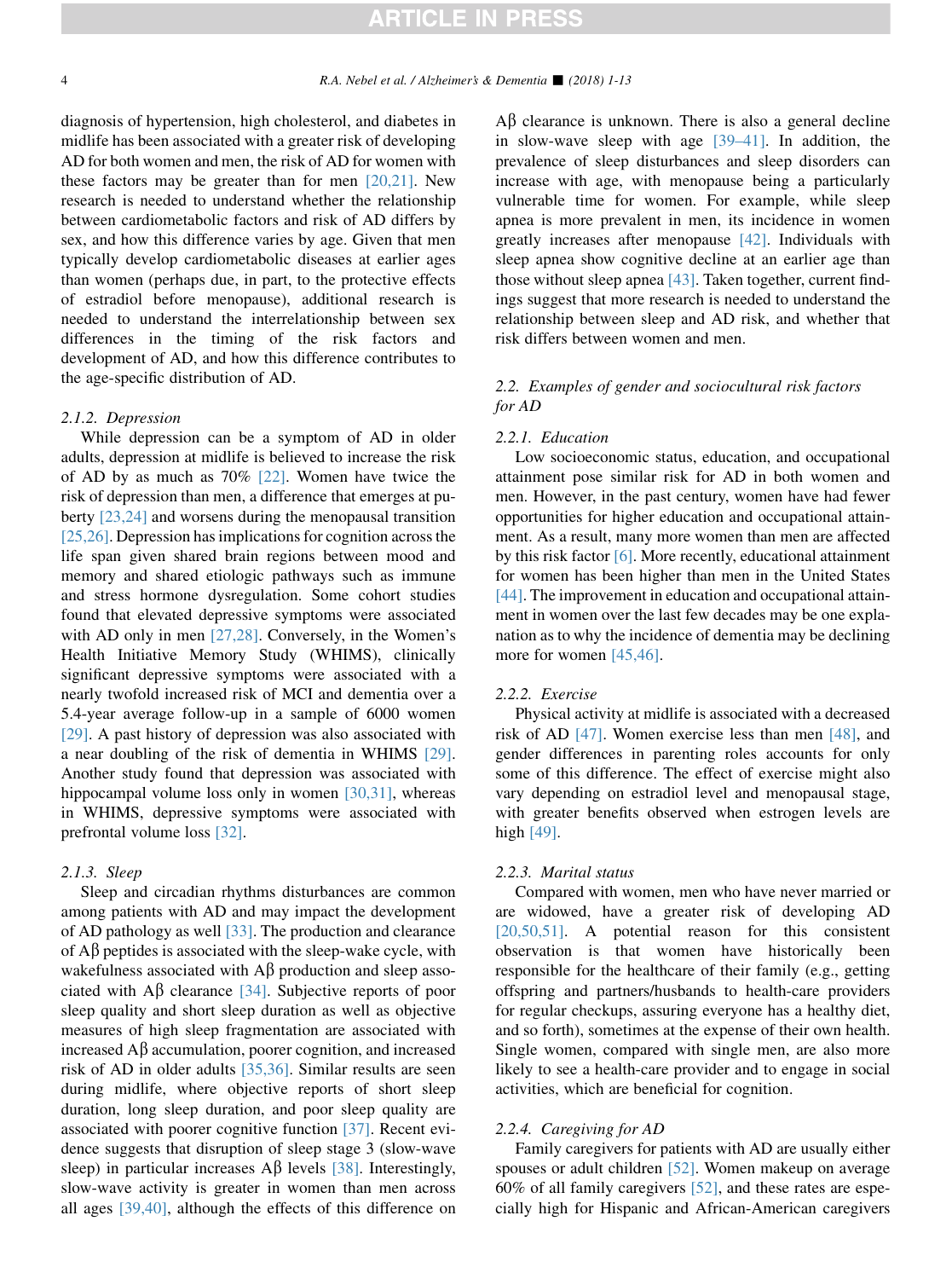diagnosis of hypertension, high cholesterol, and diabetes in midlife has been associated with a greater risk of developing AD for both women and men, the risk of AD for women with these factors may be greater than for men [20,21]. New research is needed to understand whether the relationship between cardiometabolic factors and risk of AD differs by sex, and how this difference varies by age. Given that men typically develop cardiometabolic diseases at earlier ages than women (perhaps due, in part, to the protective effects of estradiol before menopause), additional research is needed to understand the interrelationship between sex differences in the timing of the risk factors and development of AD, and how this difference contributes to the age-specific distribution of AD.

#### 2.1.2. Depression

While depression can be a symptom of AD in older adults, depression at midlife is believed to increase the risk of AD by as much as 70% [22]. Women have twice the risk of depression than men, a difference that emerges at puberty [23,24] and worsens during the menopausal transition [25,26]. Depression has implications for cognition across the life span given shared brain regions between mood and memory and shared etiologic pathways such as immune and stress hormone dysregulation. Some cohort studies found that elevated depressive symptoms were associated with AD only in men [27,28]. Conversely, in the Women's Health Initiative Memory Study (WHIMS), clinically significant depressive symptoms were associated with a nearly twofold increased risk of MCI and dementia over a 5.4-year average follow-up in a sample of 6000 women [29]. A past history of depression was also associated with a near doubling of the risk of dementia in WHIMS [29]. Another study found that depression was associated with hippocampal volume loss only in women [30,31], whereas in WHIMS, depressive symptoms were associated with prefrontal volume loss [32].

#### 2.1.3. Sleep

Sleep and circadian rhythms disturbances are common among patients with AD and may impact the development of AD pathology as well [33]. The production and clearance of Aβ peptides is associated with the sleep-wake cycle, with wakefulness associated with Aβ production and sleep associated with Aβ clearance [34]. Subjective reports of poor sleep quality and short sleep duration as well as objective measures of high sleep fragmentation are associated with increased Aβ accumulation, poorer cognition, and increased risk of AD in older adults [35,36]. Similar results are seen during midlife, where objective reports of short sleep duration, long sleep duration, and poor sleep quality are associated with poorer cognitive function [37]. Recent evidence suggests that disruption of sleep stage 3 (slow-wave sleep) in particular increases Aβ levels [38]. Interestingly, slow-wave activity is greater in women than men across all ages [39,40], although the effects of this difference on Aβ clearance is unknown. There is also a general decline in slow-wave sleep with age [39–41]. In addition, the prevalence of sleep disturbances and sleep disorders can increase with age, with menopause being a particularly vulnerable time for women. For example, while sleep apnea is more prevalent in men, its incidence in women greatly increases after menopause [42]. Individuals with sleep apnea show cognitive decline at an earlier age than those without sleep apnea [43]. Taken together, current findings suggest that more research is needed to understand the relationship between sleep and AD risk, and whether that risk differs between women and men.

### 2.2. Examples of gender and sociocultural risk factors for AD

#### 2.2.1. Education

Low socioeconomic status, education, and occupational attainment pose similar risk for AD in both women and men. However, in the past century, women have had fewer opportunities for higher education and occupational attainment. As a result, many more women than men are affected by this risk factor [6]. More recently, educational attainment for women has been higher than men in the United States [44]. The improvement in education and occupational attainment in women over the last few decades may be one explanation as to why the incidence of dementia may be declining more for women [45,46].

#### 2.2.2. Exercise

Physical activity at midlife is associated with a decreased risk of AD [47]. Women exercise less than men [48], and gender differences in parenting roles accounts for only some of this difference. The effect of exercise might also vary depending on estradiol level and menopausal stage, with greater benefits observed when estrogen levels are high [49].

#### 2.2.3. Marital status

Compared with women, men who have never married or are widowed, have a greater risk of developing AD [20,50,51]. A potential reason for this consistent observation is that women have historically been responsible for the healthcare of their family (e.g., getting offspring and partners/husbands to health-care providers for regular checkups, assuring everyone has a healthy diet, and so forth), sometimes at the expense of their own health. Single women, compared with single men, are also more likely to see a health-care provider and to engage in social activities, which are beneficial for cognition.

#### 2.2.4. Caregiving for AD

Family caregivers for patients with AD are usually either spouses or adult children [52]. Women makeup on average 60% of all family caregivers [52], and these rates are especially high for Hispanic and African-American caregivers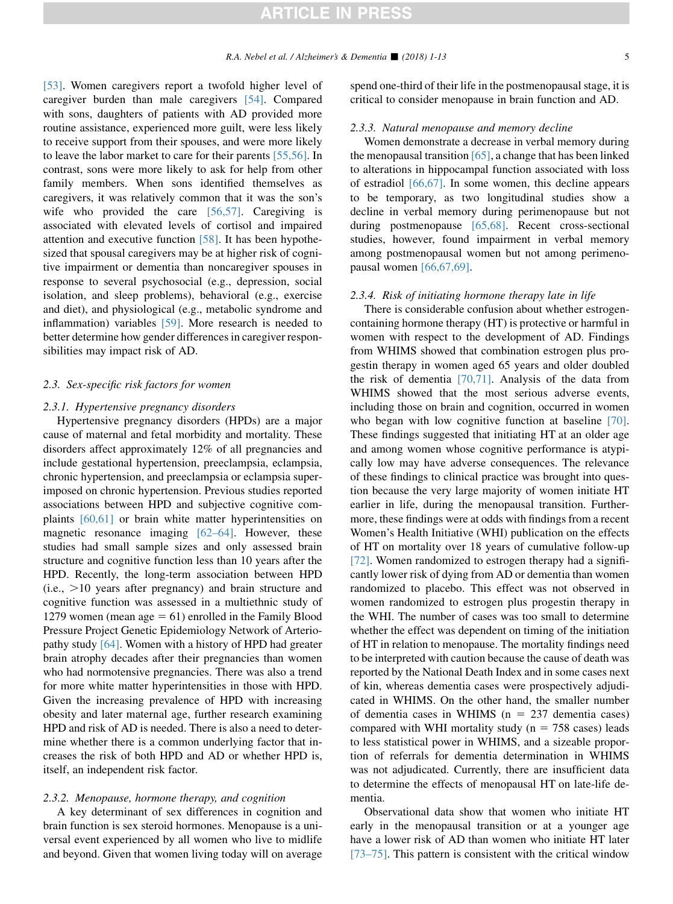[53]. Women caregivers report a twofold higher level of caregiver burden than male caregivers [54]. Compared with sons, daughters of patients with AD provided more routine assistance, experienced more guilt, were less likely to receive support from their spouses, and were more likely to leave the labor market to care for their parents [55,56]. In contrast, sons were more likely to ask for help from other family members. When sons identified themselves as caregivers, it was relatively common that it was the son's wife who provided the care [56,57]. Caregiving is associated with elevated levels of cortisol and impaired attention and executive function [58]. It has been hypothesized that spousal caregivers may be at higher risk of cognitive impairment or dementia than noncaregiver spouses in response to several psychosocial (e.g., depression, social isolation, and sleep problems), behavioral (e.g., exercise and diet), and physiological (e.g., metabolic syndrome and inflammation) variables [59]. More research is needed to better determine how gender differences in caregiver responsibilities may impact risk of AD.

### 2.3. Sex-specific risk factors for women

#### 2.3.1. Hypertensive pregnancy disorders

Hypertensive pregnancy disorders (HPDs) are a major cause of maternal and fetal morbidity and mortality. These disorders affect approximately 12% of all pregnancies and include gestational hypertension, preeclampsia, eclampsia, chronic hypertension, and preeclampsia or eclampsia superimposed on chronic hypertension. Previous studies reported associations between HPD and subjective cognitive complaints [60,61] or brain white matter hyperintensities on magnetic resonance imaging [62–64]. However, these studies had small sample sizes and only assessed brain structure and cognitive function less than 10 years after the HPD. Recently, the long-term association between HPD (i.e., >10 years after pregnancy) and brain structure and cognitive function was assessed in a multiethnic study of 1279 women (mean age = 61) enrolled in the Family Blood Pressure Project Genetic Epidemiology Network of Arteriopathy study [64]. Women with a history of HPD had greater brain atrophy decades after their pregnancies than women who had normotensive pregnancies. There was also a trend for more white matter hyperintensities in those with HPD. Given the increasing prevalence of HPD with increasing obesity and later maternal age, further research examining HPD and risk of AD is needed. There is also a need to determine whether there is a common underlying factor that increases the risk of both HPD and AD or whether HPD is, itself, an independent risk factor.

#### 2.3.2. Menopause, hormone therapy, and cognition

A key determinant of sex differences in cognition and brain function is sex steroid hormones. Menopause is a universal event experienced by all women who live to midlife and beyond. Given that women living today will on average spend one-third of their life in the postmenopausal stage, it is critical to consider menopause in brain function and AD.

#### 2.3.3. Natural menopause and memory decline

Women demonstrate a decrease in verbal memory during the menopausal transition [65], a change that has been linked to alterations in hippocampal function associated with loss of estradiol [66,67]. In some women, this decline appears to be temporary, as two longitudinal studies show a decline in verbal memory during perimenopause but not during postmenopause [65,68]. Recent cross-sectional studies, however, found impairment in verbal memory among postmenopausal women but not among perimenopausal women [66,67,69].

#### 2.3.4. Risk of initiating hormone therapy late in life

There is considerable confusion about whether estrogen-containing hormone therapy (HT) is protective or harmful in women with respect to the development of AD. Findings from WHIMS showed that combination estrogen plus progestin therapy in women aged 65 years and older doubled the risk of dementia [70,71]. Analysis of the data from WHIMS showed that the most serious adverse events, including those on brain and cognition, occurred in women who began with low cognitive function at baseline [70]. These findings suggested that initiating HT at an older age and among women whose cognitive performance is atypically low may have adverse consequences. The relevance of these findings to clinical practice was brought into question because the very large majority of women initiate HT earlier in life, during the menopausal transition. Furthermore, these findings were at odds with findings from a recent Women's Health Initiative (WHI) publication on the effects of HT on mortality over 18 years of cumulative follow-up [72]. Women randomized to estrogen therapy had a significantly lower risk of dying from AD or dementia than women randomized to placebo. This effect was not observed in women randomized to estrogen plus progestin therapy in the WHI. The number of cases was too small to determine whether the effect was dependent on timing of the initiation of HT in relation to menopause. The mortality findings need to be interpreted with caution because the cause of death was reported by the National Death Index and in some cases next of kin, whereas dementia cases were prospectively adjudicated in WHIMS. On the other hand, the smaller number of dementia cases in WHIMS (n = 237 dementia cases) compared with WHI mortality study (n = 758 cases) leads to less statistical power in WHIMS, and a sizeable proportion of referrals for dementia determination in WHIMS was not adjudicated. Currently, there are insufficient data to determine the effects of menopausal HT on late-life dementia.

Observational data show that women who initiate HT early in the menopausal transition or at a younger age have a lower risk of AD than women who initiate HT later [73–75]. This pattern is consistent with the critical window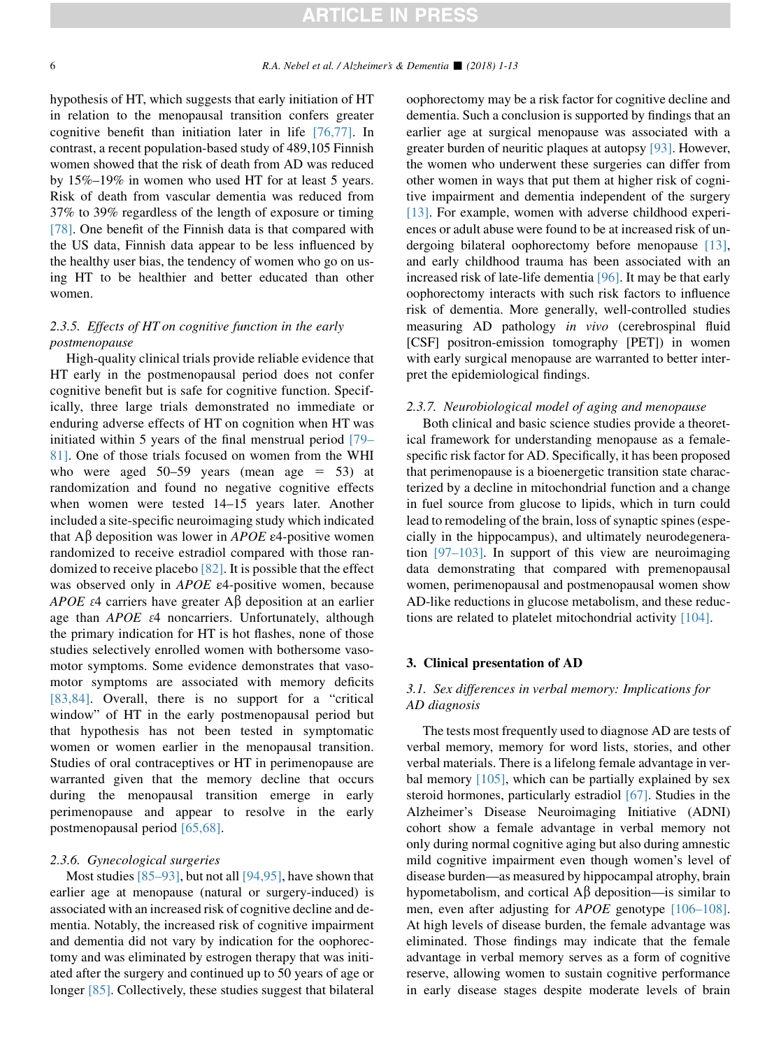hypothesis of HT, which suggests that early initiation of HT in relation to the menopausal transition confers greater cognitive benefit than initiation later in life [76,77]. In contrast, a recent population-based study of 489,105 Finnish women showed that the risk of death from AD was reduced by 15%–19% in women who used HT for at least 5 years. Risk of death from vascular dementia was reduced from 37% to 39% regardless of the length of exposure or timing [78]. One benefit of the Finnish data is that compared with the US data, Finnish data appear to be less influenced by the healthy user bias, the tendency of women who go on using HT to be healthier and better educated than other women.

#### 2.3.5. Effects of HT on cognitive function in the early postmenopause

High-quality clinical trials provide reliable evidence that HT early in the postmenopausal period does not confer cognitive benefit but is safe for cognitive function. Specifically, three large trials demonstrated no immediate or enduring adverse effects of HT on cognition when HT was initiated within 5 years of the final menstrual period [79–81]. One of those trials focused on women from the WHI who were aged 50–59 years (mean age = 53) at randomization and found no negative cognitive effects when women were tested 14–15 years later. Another included a site-specific neuroimaging study which indicated that Aβ deposition was lower in *APOE* ε4-positive women randomized to receive estradiol compared with those randomized to receive placebo [82]. It is possible that the effect was observed only in *APOE* ε4-positive women, because *APOE* ε4 carriers have greater Aβ deposition at an earlier age than *APOE* ε4 noncarriers. Unfortunately, although the primary indication for HT is hot flashes, none of those studies selectively enrolled women with bothersome vasomotor symptoms. Some evidence demonstrates that vasomotor symptoms are associated with memory deficits [83,84]. Overall, there is no support for a "critical window" of HT in the early postmenopausal period but that hypothesis has not been tested in symptomatic women or women earlier in the menopausal transition. Studies of oral contraceptives or HT in perimenopause are warranted given that the memory decline that occurs during the menopausal transition emerge in early perimenopause and appear to resolve in the early postmenopausal period [65,68].

#### 2.3.6. Gynecological surgeries

Most studies [85–93], but not all [94,95], have shown that earlier age at menopause (natural or surgery-induced) is associated with an increased risk of cognitive decline and dementia. Notably, the increased risk of cognitive impairment and dementia did not vary by indication for the oophorectomy and was eliminated by estrogen therapy that was initiated after the surgery and continued up to 50 years of age or longer [85]. Collectively, these studies suggest that bilateral oophorectomy may be a risk factor for cognitive decline and dementia. Such a conclusion is supported by findings that an earlier age at surgical menopause was associated with a greater burden of neuritic plaques at autopsy [93]. However, the women who underwent these surgeries can differ from other women in ways that put them at higher risk of cognitive impairment and dementia independent of the surgery [13]. For example, women with adverse childhood experiences or adult abuse were found to be at increased risk of undergoing bilateral oophorectomy before menopause [13], and early childhood trauma has been associated with an increased risk of late-life dementia [96]. It may be that early oophorectomy interacts with such risk factors to influence risk of dementia. More generally, well-controlled studies measuring AD pathology *in vivo* (cerebrospinal fluid [CSF] positron-emission tomography [PET]) in women with early surgical menopause are warranted to better interpret the epidemiological findings.

#### 2.3.7. Neurobiological model of aging and menopause

Both clinical and basic science studies provide a theoretical framework for understanding menopause as a female-specific risk factor for AD. Specifically, it has been proposed that perimenopause is a bioenergetic transition state characterized by a decline in mitochondrial function and a change in fuel source from glucose to lipids, which in turn could lead to remodeling of the brain, loss of synaptic spines (especially in the hippocampus), and ultimately neurodegeneration [97–103]. In support of this view are neuroimaging data demonstrating that compared with premenopausal women, perimenopausal and postmenopausal women show AD-like reductions in glucose metabolism, and these reductions are related to platelet mitochondrial activity [104].

## 3. Clinical presentation of AD

### 3.1. Sex differences in verbal memory: Implications for AD diagnosis

The tests most frequently used to diagnose AD are tests of verbal memory, memory for word lists, stories, and other verbal materials. There is a lifelong female advantage in verbal memory [105], which can be partially explained by sex steroid hormones, particularly estradiol [67]. Studies in the Alzheimer's Disease Neuroimaging Initiative (ADNI) cohort show a female advantage in verbal memory not only during normal cognitive aging but also during amnestic mild cognitive impairment even though women's level of disease burden—as measured by hippocampal atrophy, brain hypometabolism, and cortical Aβ deposition—is similar to men, even after adjusting for *APOE* genotype [106–108]. At high levels of disease burden, the female advantage was eliminated. Those findings may indicate that the female advantage in verbal memory serves as a form of cognitive reserve, allowing women to sustain cognitive performance in early disease stages despite moderate levels of brain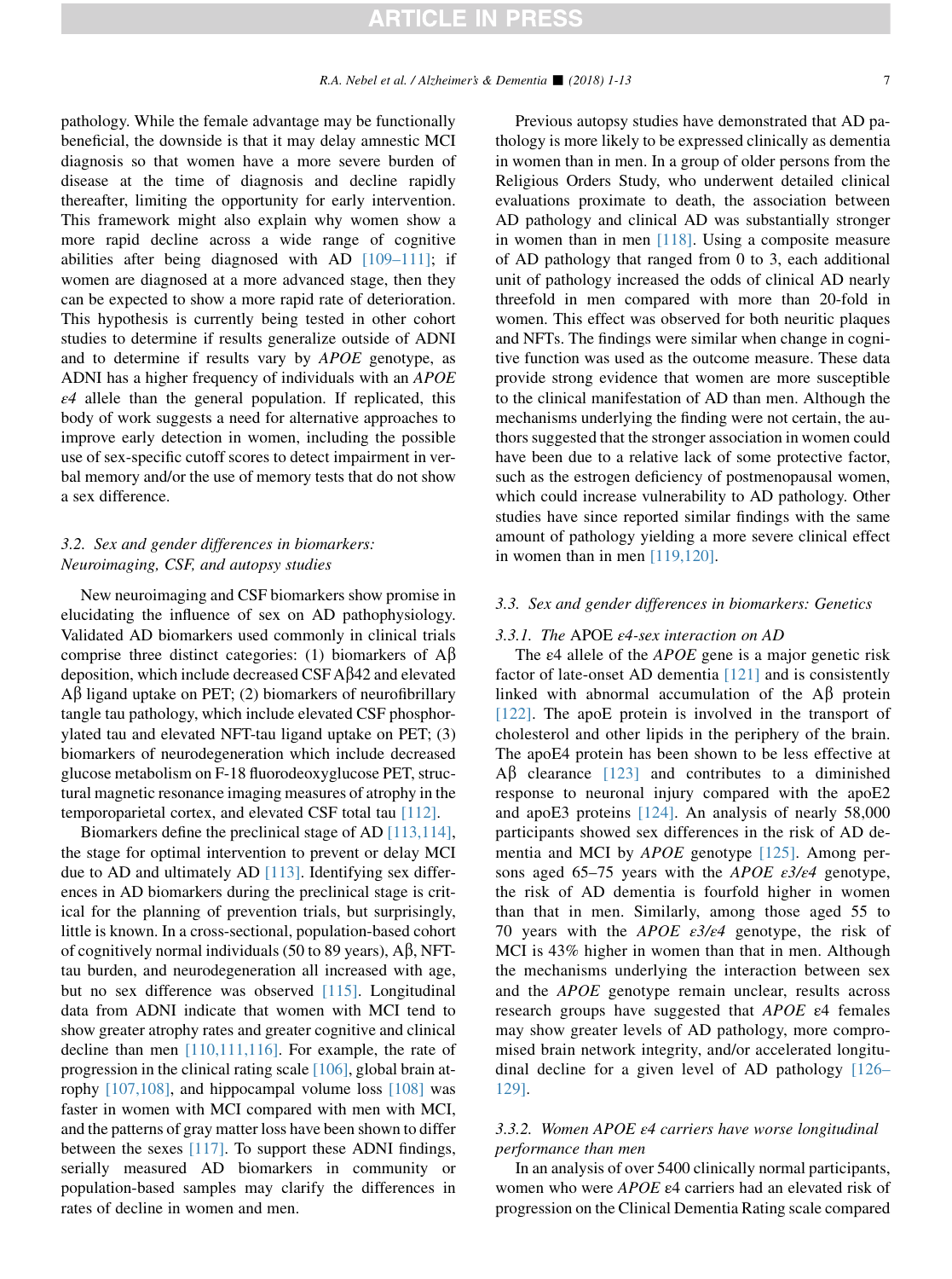pathology. While the female advantage may be functionally beneficial, the downside is that it may delay amnestic MCI diagnosis so that women have a more severe burden of disease at the time of diagnosis and decline rapidly thereafter, limiting the opportunity for early intervention. This framework might also explain why women show a more rapid decline across a wide range of cognitive abilities after being diagnosed with AD [109–111]; if women are diagnosed at a more advanced stage, then they can be expected to show a more rapid rate of deterioration. This hypothesis is currently being tested in other cohort studies to determine if results generalize outside of ADNI and to determine if results vary by *APOE* genotype, as ADNI has a higher frequency of individuals with an *APOE* $\varepsilon 4$ allele than the general population. If replicated, this body of work suggests a need for alternative approaches to improve early detection in women, including the possible use of sex-specific cutoff scores to detect impairment in verbal memory and/or the use of memory tests that do not show a sex difference.

### 3.2. Sex and gender differences in biomarkers: Neuroimaging, CSF, and autopsy studies

New neuroimaging and CSF biomarkers show promise in elucidating the influence of sex on AD pathophysiology. Validated AD biomarkers used commonly in clinical trials comprise three distinct categories: (1) biomarkers of Aβ deposition, which include decreased CSF Aβ42 and elevated Aβ ligand uptake on PET; (2) biomarkers of neurofibrillary tangle tau pathology, which include elevated CSF phosphorylated tau and elevated NFT-tau ligand uptake on PET; (3) biomarkers of neurodegeneration which include decreased glucose metabolism on F-18 fluorodeoxyglucose PET, structural magnetic resonance imaging measures of atrophy in the temporoparietal cortex, and elevated CSF total tau [112].

Biomarkers define the preclinical stage of AD [113,114], the stage for optimal intervention to prevent or delay MCI due to AD and ultimately AD [113]. Identifying sex differences in AD biomarkers during the preclinical stage is critical for the planning of prevention trials, but surprisingly, little is known. In a cross-sectional, population-based cohort of cognitively normal individuals (50 to 89 years), Aβ, NFT-tau burden, and neurodegeneration all increased with age, but no sex difference was observed [115]. Longitudinal data from ADNI indicate that women with MCI tend to show greater atrophy rates and greater cognitive and clinical decline than men [110,111,116]. For example, the rate of progression in the clinical rating scale [106], global brain atrophy [107,108], and hippocampal volume loss [108] was faster in women with MCI compared with men with MCI, and the patterns of gray matter loss have been shown to differ between the sexes [117]. To support these ADNI findings, serially measured AD biomarkers in community or population-based samples may clarify the differences in rates of decline in women and men.

Previous autopsy studies have demonstrated that AD pathology is more likely to be expressed clinically as dementia in women than in men. In a group of older persons from the Religious Orders Study, who underwent detailed clinical evaluations proximate to death, the association between AD pathology and clinical AD was substantially stronger in women than in men [118]. Using a composite measure of AD pathology that ranged from 0 to 3, each additional unit of pathology increased the odds of clinical AD nearly threefold in men compared with more than 20-fold in women. This effect was observed for both neuritic plaques and NFTs. The findings were similar when change in cognitive function was used as the outcome measure. These data provide strong evidence that women are more susceptible to the clinical manifestation of AD than men. Although the mechanisms underlying the finding were not certain, the authors suggested that the stronger association in women could have been due to a relative lack of some protective factor, such as the estrogen deficiency of postmenopausal women, which could increase vulnerability to AD pathology. Other studies have since reported similar findings with the same amount of pathology yielding a more severe clinical effect in women than in men [119,120].

### 3.3. Sex and gender differences in biomarkers: Genetics

#### 3.3.1. The APOE ε4-sex interaction on AD

The ε4 allele of the *APOE* gene is a major genetic risk factor of late-onset AD dementia [121] and is consistently linked with abnormal accumulation of the Aβ protein [122]. The apoE protein is involved in the transport of cholesterol and other lipids in the periphery of the brain. The apoE4 protein has been shown to be less effective at Aβ clearance [123] and contributes to a diminished response to neuronal injury compared with the apoE2 and apoE3 proteins [124]. An analysis of nearly 58,000 participants showed sex differences in the risk of AD dementia and MCI by *APOE* genotype [125]. Among persons aged 65–75 years with the *APOE* $\varepsilon 3/\varepsilon 4$ genotype, the risk of AD dementia is fourfold higher in women than that in men. Similarly, among those aged 55 to 70 years with the *APOE* $\varepsilon 3/\varepsilon 4$ genotype, the risk of MCI is 43% higher in women than that in men. Although the mechanisms underlying the interaction between sex and the *APOE* genotype remain unclear, results across research groups have suggested that *APOE* ε4 females may show greater levels of AD pathology, more compromised brain network integrity, and/or accelerated longitudinal decline for a given level of AD pathology [126–129].

#### 3.3.2. Women APOE ε4 carriers have worse longitudinal performance than men

In an analysis of over 5400 clinically normal participants, women who were *APOE* ε4 carriers had an elevated risk of progression on the Clinical Dementia Rating scale compared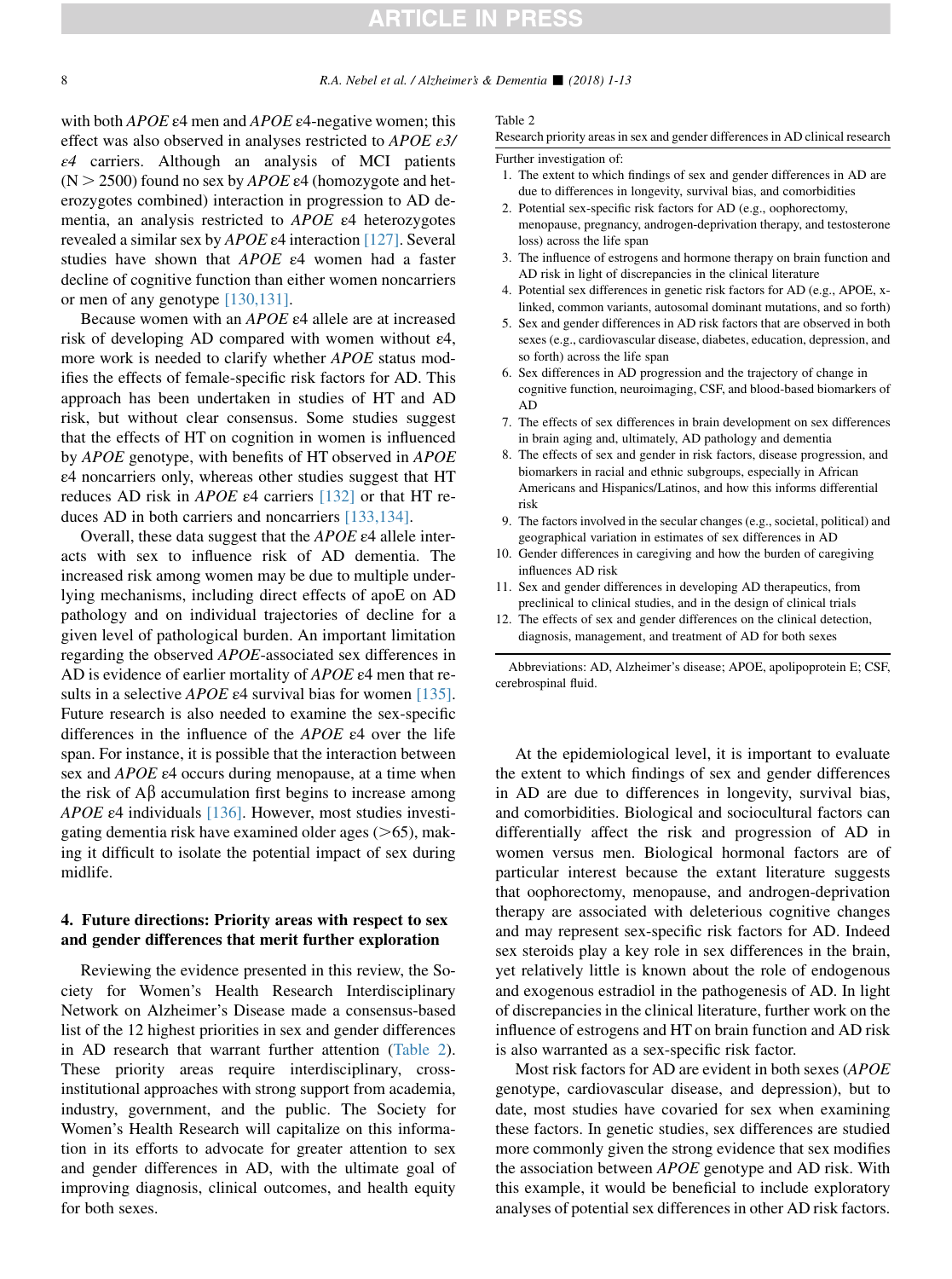with both *APOE* ε4 men and *APOE* ε4-negative women; this effect was also observed in analyses restricted to *APOE ε3/ε4* carriers. Although an analysis of MCI patients (N > 2500) found no sex by *APOE* ε4 (homozygote and heterozygotes combined) interaction in progression to AD dementia, an analysis restricted to *APOE* ε4 heterozygotes revealed a similar sex by *APOE* ε4 interaction [127]. Several studies have shown that *APOE* ε4 women had a faster decline of cognitive function than either women noncarriers or men of any genotype [130,131].

Because women with an *APOE* ε4 allele are at increased risk of developing AD compared with women without ε4, more work is needed to clarify whether *APOE* status modifies the effects of female-specific risk factors for AD. This approach has been undertaken in studies of HT and AD risk, but without clear consensus. Some studies suggest that the effects of HT on cognition in women is influenced by *APOE* genotype, with benefits of HT observed in *APOE* ε4 noncarriers only, whereas other studies suggest that HT reduces AD risk in *APOE* ε4 carriers [132] or that HT reduces AD in both carriers and noncarriers [133,134].

Overall, these data suggest that the *APOE* ε4 allele interacts with sex to influence risk of AD dementia. The increased risk among women may be due to multiple underlying mechanisms, including direct effects of apoE on AD pathology and on individual trajectories of decline for a given level of pathological burden. An important limitation regarding the observed *APOE*-associated sex differences in AD is evidence of earlier mortality of *APOE* ε4 men that results in a selective *APOE* ε4 survival bias for women [135]. Future research is also needed to examine the sex-specific differences in the influence of the *APOE* ε4 over the life span. For instance, it is possible that the interaction between sex and *APOE* ε4 occurs during menopause, at a time when the risk of Aβ accumulation first begins to increase among *APOE* ε4 individuals [136]. However, most studies investigating dementia risk have examined older ages (>65), making it difficult to isolate the potential impact of sex during midlife.

## 4. Future directions: Priority areas with respect to sex and gender differences that merit further exploration

Reviewing the evidence presented in this review, the Society for Women's Health Research Interdisciplinary Network on Alzheimer's Disease made a consensus-based list of the 12 highest priorities in sex and gender differences in AD research that warrant further attention (Table 2). These priority areas require interdisciplinary, cross-institutional approaches with strong support from academia, industry, government, and the public. The Society for Women's Health Research will capitalize on this information in its efforts to advocate for greater attention to sex and gender differences in AD, with the ultimate goal of improving diagnosis, clinical outcomes, and health equity for both sexes.

Table 2
Research priority areas in sex and gender differences in AD clinical research

| Further investigation of: |
|---|
| 1. The extent to which findings of sex and gender differences in AD are due to differences in longevity, survival bias, and comorbidities |
| 2. Potential sex-specific risk factors for AD (e.g., oophorectomy, menopause, pregnancy, androgen-deprivation therapy, and testosterone loss) across the life span |
| 3. The influence of estrogens and hormone therapy on brain function and AD risk in light of discrepancies in the clinical literature |
| 4. Potential sex differences in genetic risk factors for AD (e.g., APOE, x-linked, common variants, autosomal dominant mutations, and so forth) |
| 5. Sex and gender differences in AD risk factors that are observed in both sexes (e.g., cardiovascular disease, diabetes, education, depression, and so forth) across the life span |
| 6. Sex differences in AD progression and the trajectory of change in cognitive function, neuroimaging, CSF, and blood-based biomarkers of AD |
| 7. The effects of sex differences in brain development on sex differences in brain aging and, ultimately, AD pathology and dementia |
| 8. The effects of sex and gender in risk factors, disease progression, and biomarkers in racial and ethnic subgroups, especially in African Americans and Hispanics/Latinos, and how this informs differential risk |
| 9. The factors involved in the secular changes (e.g., societal, political) and geographical variation in estimates of sex differences in AD |
| 10. Gender differences in caregiving and how the burden of caregiving influences AD risk |
| 11. Sex and gender differences in developing AD therapeutics, from preclinical to clinical studies, and in the design of clinical trials |
| 12. The effects of sex and gender differences on the clinical detection, diagnosis, management, and treatment of AD for both sexes |

Abbreviations: AD, Alzheimer's disease; APOE, apolipoprotein E; CSF, cerebrospinal fluid.

At the epidemiological level, it is important to evaluate the extent to which findings of sex and gender differences in AD are due to differences in longevity, survival bias, and comorbidities. Biological and sociocultural factors can differentially affect the risk and progression of AD in women versus men. Biological hormonal factors are of particular interest because the extant literature suggests that oophorectomy, menopause, and androgen-deprivation therapy are associated with deleterious cognitive changes and may represent sex-specific risk factors for AD. Indeed sex steroids play a key role in sex differences in the brain, yet relatively little is known about the role of endogenous and exogenous estradiol in the pathogenesis of AD. In light of discrepancies in the clinical literature, further work on the influence of estrogens and HT on brain function and AD risk is also warranted as a sex-specific risk factor.

Most risk factors for AD are evident in both sexes (*APOE* genotype, cardiovascular disease, and depression), but to date, most studies have covaried for sex when examining these factors. In genetic studies, sex differences are studied more commonly given the strong evidence that sex modifies the association between *APOE* genotype and AD risk. With this example, it would be beneficial to include exploratory analyses of potential sex differences in other AD risk factors.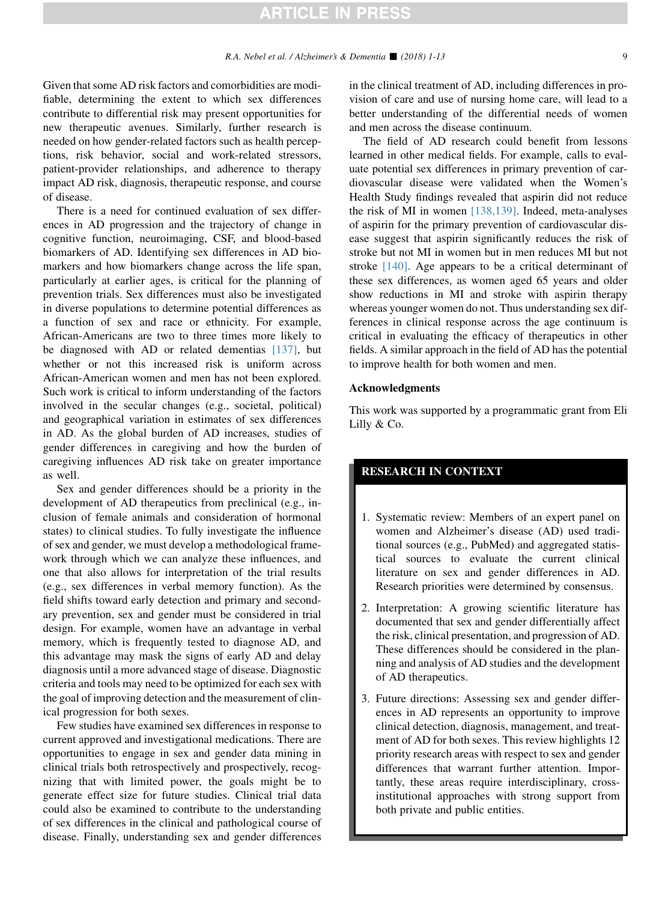Given that some AD risk factors and comorbidities are modifiable, determining the extent to which sex differences contribute to differential risk may present opportunities for new therapeutic avenues. Similarly, further research is needed on how gender-related factors such as health perceptions, risk behavior, social and work-related stressors, patient-provider relationships, and adherence to therapy impact AD risk, diagnosis, therapeutic response, and course of disease.

There is a need for continued evaluation of sex differences in AD progression and the trajectory of change in cognitive function, neuroimaging, CSF, and blood-based biomarkers of AD. Identifying sex differences in AD biomarkers and how biomarkers change across the life span, particularly at earlier ages, is critical for the planning of prevention trials. Sex differences must also be investigated in diverse populations to determine potential differences as a function of sex and race or ethnicity. For example, African-Americans are two to three times more likely to be diagnosed with AD or related dementias [137], but whether or not this increased risk is uniform across African-American women and men has not been explored. Such work is critical to inform understanding of the factors involved in the secular changes (e.g., societal, political) and geographical variation in estimates of sex differences in AD. As the global burden of AD increases, studies of gender differences in caregiving and how the burden of caregiving influences AD risk take on greater importance as well.

Sex and gender differences should be a priority in the development of AD therapeutics from preclinical (e.g., inclusion of female animals and consideration of hormonal states) to clinical studies. To fully investigate the influence of sex and gender, we must develop a methodological framework through which we can analyze these influences, and one that also allows for interpretation of the trial results (e.g., sex differences in verbal memory function). As the field shifts toward early detection and primary and secondary prevention, sex and gender must be considered in trial design. For example, women have an advantage in verbal memory, which is frequently tested to diagnose AD, and this advantage may mask the signs of early AD and delay diagnosis until a more advanced stage of disease. Diagnostic criteria and tools may need to be optimized for each sex with the goal of improving detection and the measurement of clinical progression for both sexes.

Few studies have examined sex differences in response to current approved and investigational medications. There are opportunities to engage in sex and gender data mining in clinical trials both retrospectively and prospectively, recognizing that with limited power, the goals might be to generate effect size for future studies. Clinical trial data could also be examined to contribute to the understanding of sex differences in the clinical and pathological course of disease. Finally, understanding sex and gender differences in the clinical treatment of AD, including differences in provision of care and use of nursing home care, will lead to a better understanding of the differential needs of women and men across the disease continuum.

The field of AD research could benefit from lessons learned in other medical fields. For example, calls to evaluate potential sex differences in primary prevention of cardiovascular disease were validated when the Women's Health Study findings revealed that aspirin did not reduce the risk of MI in women [138,139]. Indeed, meta-analyses of aspirin for the primary prevention of cardiovascular disease suggest that aspirin significantly reduces the risk of stroke but not MI in women but in men reduces MI but not stroke [140]. Age appears to be a critical determinant of these sex differences, as women aged 65 years and older show reductions in MI and stroke with aspirin therapy whereas younger women do not. Thus understanding sex differences in clinical response across the age continuum is critical in evaluating the efficacy of therapeutics in other fields. A similar approach in the field of AD has the potential to improve health for both women and men.

## Acknowledgments

This work was supported by a programmatic grant from Eli Lilly & Co.

## RESEARCH IN CONTEXT

1. Systematic review: Members of an expert panel on women and Alzheimer's disease (AD) used traditional sources (e.g., PubMed) and aggregated statistical sources to evaluate the current clinical literature on sex and gender differences in AD. Research priorities were determined by consensus.

2. Interpretation: A growing scientific literature has documented that sex and gender differentially affect the risk, clinical presentation, and progression of AD. These differences should be considered in the planning and analysis of AD studies and the development of AD therapeutics.

3. Future directions: Assessing sex and gender differences in AD represents an opportunity to improve clinical detection, diagnosis, management, and treatment of AD for both sexes. This review highlights 12 priority research areas with respect to sex and gender differences that warrant further attention. Importantly, these areas require interdisciplinary, cross-institutional approaches with strong support from both private and public entities.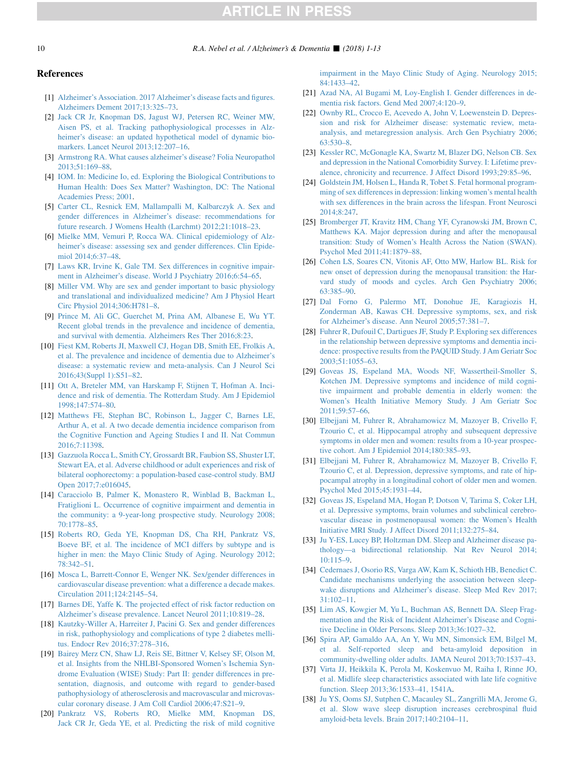## References

[1] Alzheimer's Association. 2017 Alzheimer's disease facts and figures. Alzheimers Dement 2017;13:325–73.

[2] Jack CR Jr, Knopman DS, Jagust WJ, Petersen RC, Weiner MW, Aisen PS, et al. Tracking pathophysiological processes in Alzheimer's disease: an updated hypothetical model of dynamic biomarkers. Lancet Neurol 2013;12:207–16.

[3] Armstrong RA. What causes alzheimer's disease? Folia Neuropathol 2013;51:169–88.

[4] IOM. In: Medicine Io, ed. Exploring the Biological Contributions to Human Health: Does Sex Matter? Washington, DC: The National Academies Press; 2001.

[5] Carter CL, Resnick EM, Mallampalli M, Kalbarczyk A. Sex and gender differences in Alzheimer's disease: recommendations for future research. J Womens Health (Larchmt) 2012;21:1018–23.

[6] Mielke MM, Vemuri P, Rocca WA. Clinical epidemiology of Alzheimer's disease: assessing sex and gender differences. Clin Epidemiol 2014;6:37–48.

[7] Laws KR, Irvine K, Gale TM. Sex differences in cognitive impairment in Alzheimer's disease. World J Psychiatry 2016;6:54–65.

[8] Miller VM. Why are sex and gender important to basic physiology and translational and individualized medicine? Am J Physiol Heart Circ Physiol 2014;306:H781–8.

[9] Prince M, Ali GC, Guerchet M, Prina AM, Albanese E, Wu YT. Recent global trends in the prevalence and incidence of dementia, and survival with dementia. Alzheimers Res Ther 2016;8:23.

[10] Fiest KM, Roberts JI, Maxwell CJ, Hogan DB, Smith EE, Frolkis A, et al. The prevalence and incidence of dementia due to Alzheimer's disease: a systematic review and meta-analysis. Can J Neurol Sci 2016;43(Suppl 1):S51–82.

[11] Ott A, Breteler MM, van Harskamp F, Stijnen T, Hofman A. Incidence and risk of dementia. The Rotterdam Study. Am J Epidemiol 1998;147:574–80.

[12] Matthews FE, Stephan BC, Robinson L, Jagger C, Barnes LE, Arthur A, et al. A two decade dementia incidence comparison from the Cognitive Function and Ageing Studies I and II. Nat Commun 2016;7:11398.

[13] Gazzuola Rocca L, Smith CY, Grossardt BR, Faubion SS, Shuster LT, Stewart EA, et al. Adverse childhood or adult experiences and risk of bilateral oophorectomy: a population-based case-control study. BMJ Open 2017;7:e016045.

[14] Caracciolo B, Palmer K, Monastero R, Winblad B, Backman L, Fratiglioni L. Occurrence of cognitive impairment and dementia in the community: a 9-year-long prospective study. Neurology 2008;70:1778–85.

[15] Roberts RO, Geda YE, Knopman DS, Cha RH, Pankratz VS, Boeve BF, et al. The incidence of MCI differs by subtype and is higher in men: the Mayo Clinic Study of Aging. Neurology 2012;78:342–51.

[16] Mosca L, Barrett-Connor E, Wenger NK. Sex/gender differences in cardiovascular disease prevention: what a difference a decade makes. Circulation 2011;124:2145–54.

[17] Barnes DE, Yaffe K. The projected effect of risk factor reduction on Alzheimer's disease prevalence. Lancet Neurol 2011;10:819–28.

[18] Kautzky-Willer A, Harreiter J, Pacini G. Sex and gender differences in risk, pathophysiology and complications of type 2 diabetes mellitus. Endocr Rev 2016;37:278–316.

[19] Bairey Merz CN, Shaw LJ, Reis SE, Bittner V, Kelsey SF, Olson M, et al. Insights from the NHLBI-Sponsored Women's Ischemia Syndrome Evaluation (WISE) Study: Part II: gender differences in presentation, diagnosis, and outcome with regard to gender-based pathophysiology of atherosclerosis and macrovascular and microvascular coronary disease. J Am Coll Cardiol 2006;47:S21–9.

[20] Pankratz VS, Roberts RO, Mielke MM, Knopman DS, Jack CR Jr, Geda YE, et al. Predicting the risk of mild cognitive impairment in the Mayo Clinic Study of Aging. Neurology 2015;84:1433–42.

[21] Azad NA, Al Bugami M, Loy-English I. Gender differences in dementia risk factors. Gend Med 2007;4:120–9.

[22] Ownby RL, Crocco E, Acevedo A, John V, Loewenstein D. Depression and risk for Alzheimer disease: systematic review, meta-analysis, and metaregression analysis. Arch Gen Psychiatry 2006;63:530–8.

[23] Kessler RC, McGonagle KA, Swartz M, Blazer DG, Nelson CB. Sex and depression in the National Comorbidity Survey. I: Lifetime prevalence, chronicity and recurrence. J Affect Disord 1993;29:85–96.

[24] Goldstein JM, Holsen L, Handa R, Tobet S. Fetal hormonal programming of sex differences in depression: linking women's mental health with sex differences in the brain across the lifespan. Front Neurosci 2014;8:247.

[25] Bromberger JT, Kravitz HM, Chang YF, Cyranowski JM, Brown C, Matthews KA. Major depression during and after the menopausal transition: Study of Women's Health Across the Nation (SWAN). Psychol Med 2011;41:1879–88.

[26] Cohen LS, Soares CN, Vitonis AF, Otto MW, Harlow BL. Risk for new onset of depression during the menopausal transition: the Harvard study of moods and cycles. Arch Gen Psychiatry 2006;63:385–90.

[27] Dal Forno G, Palermo MT, Donohue JE, Karagiozis H, Zonderman AB, Kawas CH. Depressive symptoms, sex, and risk for Alzheimer's disease. Ann Neurol 2005;57:381–7.

[28] Fuhrer R, Dufouil C, Dartigues JF, Study P. Exploring sex differences in the relationship between depressive symptoms and dementia incidence: prospective results from the PAQUID Study. J Am Geriatr Soc 2003;51:1055–63.

[29] Goveas JS, Espeland MA, Woods NF, Wassertheil-Smoller S, Kotchen JM. Depressive symptoms and incidence of mild cognitive impairment and probable dementia in elderly women: the Women's Health Initiative Memory Study. J Am Geriatr Soc 2011;59:57–66.

[30] Elbejjani M, Fuhrer R, Abrahamowicz M, Mazoyer B, Crivello F, Tzourio C, et al. Hippocampal atrophy and subsequent depressive symptoms in older men and women: results from a 10-year prospective cohort. Am J Epidemiol 2014;180:385–93.

[31] Elbejjani M, Fuhrer R, Abrahamowicz M, Mazoyer B, Crivello F, Tzourio C, et al. Depression, depressive symptoms, and rate of hippocampal atrophy in a longitudinal cohort of older men and women. Psychol Med 2015;45:1931–44.

[32] Goveas JS, Espeland MA, Hogan P, Dotson V, Tarima S, Coker LH, et al. Depressive symptoms, brain volumes and subclinical cerebrovascular disease in postmenopausal women: the Women's Health Initiative MRI Study. J Affect Disord 2011;132:275–84.

[33] Ju Y-ES, Lucey BP, Holtzman DM. Sleep and Alzheimer disease pathology—a bidirectional relationship. Nat Rev Neurol 2014;10:115–9.

[34] Cedernaes J, Osorio RS, Varga AW, Kam K, Schioth HB, Benedict C. Candidate mechanisms underlying the association between sleep-wake disruptions and Alzheimer's disease. Sleep Med Rev 2017;31:102–11.

[35] Lim AS, Kowgier M, Yu L, Buchman AS, Bennett DA. Sleep Fragmentation and the Risk of Incident Alzheimer's Disease and Cognitive Decline in Older Persons. Sleep 2013;36:1027–32.

[36] Spira AP, Gamaldo AA, An Y, Wu MN, Simonsick EM, Bilgel M, et al. Self-reported sleep and beta-amyloid deposition in community-dwelling older adults. JAMA Neurol 2013;70:1537–43.

[37] Virta JJ, Heikkila K, Perola M, Koskenvuo M, Raiha I, Rinne JO, et al. Midlife sleep characteristics associated with late life cognitive function. Sleep 2013;36:1533–41, 1541A.

[38] Ju YS, Ooms SJ, Sutphen C, Macauley SL, Zangrilli MA, Jerome G, et al. Slow wave sleep disruption increases cerebrospinal fluid amyloid-beta levels. Brain 2017;140:2104–11.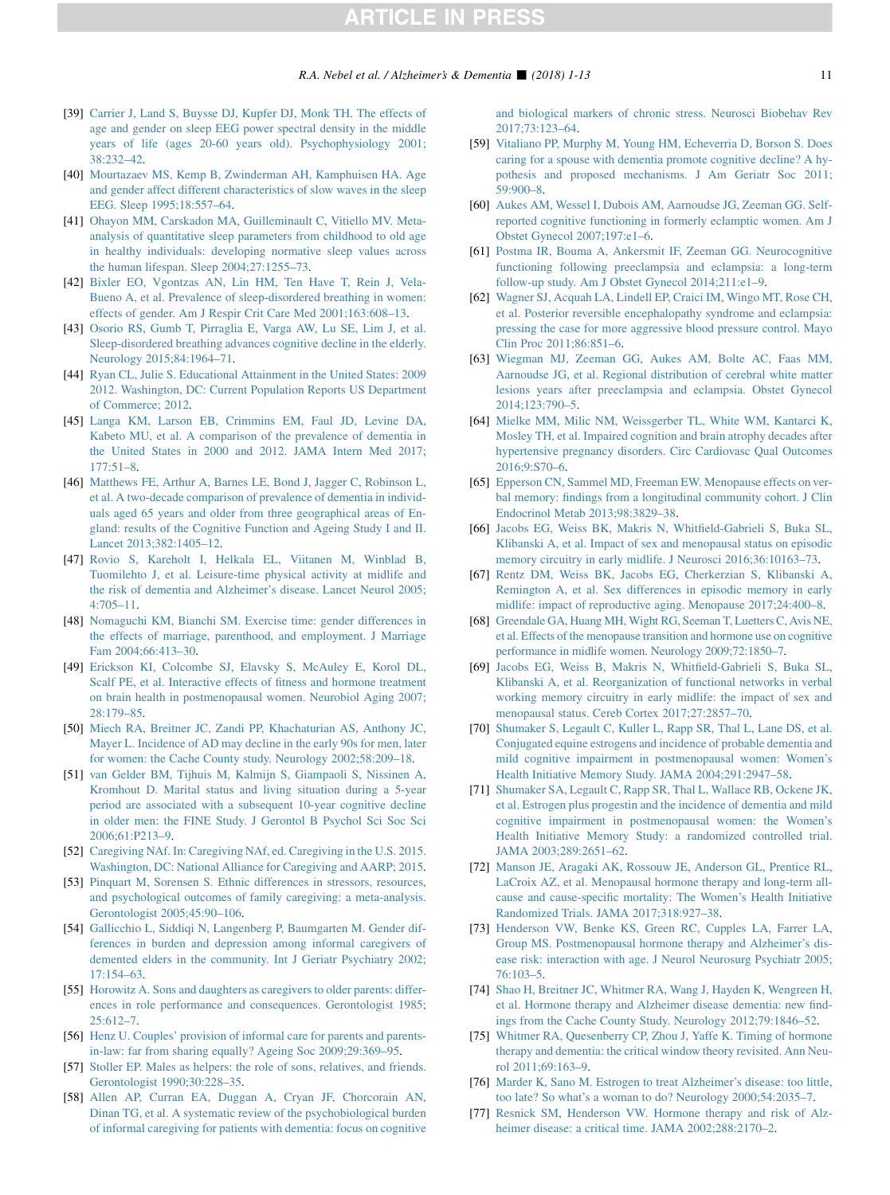[39] Carrier J, Land S, Buysse DJ, Kupfer DJ, Monk TH. The effects of age and gender on sleep EEG power spectral density in the middle years of life (ages 20-60 years old). Psychophysiology 2001; 38:232–42.

[40] Mourtazaev MS, Kemp B, Zwinderman AH, Kamphuisen HA. Age and gender affect different characteristics of slow waves in the sleep EEG. Sleep 1995;18:557–64.

[41] Ohayon MM, Carskadon MA, Guilleminault C, Vitiello MV. Meta-analysis of quantitative sleep parameters from childhood to old age in healthy individuals: developing normative sleep values across the human lifespan. Sleep 2004;27:1255–73.

[42] Bixler EO, Vgontzas AN, Lin HM, Ten Have T, Rein J, Vela-Bueno A, et al. Prevalence of sleep-disordered breathing in women: effects of gender. Am J Respir Crit Care Med 2001;163:608–13.

[43] Osorio RS, Gumb T, Pirraglia E, Varga AW, Lu SE, Lim J, et al. Sleep-disordered breathing advances cognitive decline in the elderly. Neurology 2015;84:1964–71.

[44] Ryan CL, Julie S. Educational Attainment in the United States: 2009 2012. Washington, DC: Current Population Reports US Department of Commerce; 2012.

[45] Langa KM, Larson EB, Crimmins EM, Faul JD, Levine DA, Kabeto MU, et al. A comparison of the prevalence of dementia in the United States in 2000 and 2012. JAMA Intern Med 2017; 177:51–8.

[46] Matthews FE, Arthur A, Barnes LE, Bond J, Jagger C, Robinson L, et al. A two-decade comparison of prevalence of dementia in individuals aged 65 years and older from three geographical areas of England: results of the Cognitive Function and Ageing Study I and II. Lancet 2013;382:1405–12.

[47] Rovio S, Kareholt I, Helkala EL, Viitanen M, Winblad B, Tuomilehto J, et al. Leisure-time physical activity at midlife and the risk of dementia and Alzheimer's disease. Lancet Neurol 2005; 4:705–11.

[48] Nomaguchi KM, Bianchi SM. Exercise time: gender differences in the effects of marriage, parenthood, and employment. J Marriage Fam 2004;66:413–30.

[49] Erickson KI, Colcombe SJ, Elavsky S, McAuley E, Korol DL, Scalf PE, et al. Interactive effects of fitness and hormone treatment on brain health in postmenopausal women. Neurobiol Aging 2007; 28:179–85.

[50] Miech RA, Breitner JC, Zandi PP, Khachaturian AS, Anthony JC, Mayer L. Incidence of AD may decline in the early 90s for men, later for women: the Cache County study. Neurology 2002;58:209–18.

[51] van Gelder BM, Tijhuis M, Kalmijn S, Giampaoli S, Nissinen A, Kromhout D. Marital status and living situation during a 5-year period are associated with a subsequent 10-year cognitive decline in older men: the FINE Study. J Gerontol B Psychol Sci Soc Sci 2006;61:P213–9.

[52] Caregiving NAf. In: Caregiving NAf, ed. Caregiving in the U.S. 2015. Washington, DC: National Alliance for Caregiving and AARP; 2015.

[53] Pinquart M, Sorensen S. Ethnic differences in stressors, resources, and psychological outcomes of family caregiving: a meta-analysis. Gerontologist 2005;45:90–106.

[54] Gallicchio L, Siddiqi N, Langenberg P, Baumgarten M. Gender differences in burden and depression among informal caregivers of demented elders in the community. Int J Geriatr Psychiatry 2002; 17:154–63.

[55] Horowitz A. Sons and daughters as caregivers to older parents: differences in role performance and consequences. Gerontologist 1985; 25:612–7.

[56] Henz U. Couples' provision of informal care for parents and parents-in-law: far from sharing equally? Ageing Soc 2009;29:369–95.

[57] Stoller EP. Males as helpers: the role of sons, relatives, and friends. Gerontologist 1990;30:228–35.

[58] Allen AP, Curran EA, Duggan A, Cryan JF, Chorcorain AN, Dinan TG, et al. A systematic review of the psychobiological burden of informal caregiving for patients with dementia: focus on cognitive and biological markers of chronic stress. Neurosci Biobehav Rev 2017;73:123–64.

[59] Vitaliano PP, Murphy M, Young HM, Echeverria D, Borson S. Does caring for a spouse with dementia promote cognitive decline? A hypothesis and proposed mechanisms. J Am Geriatr Soc 2011; 59:900–8.

[60] Aukes AM, Wessel I, Dubois AM, Aarnoudse JG, Zeeman GG. Self-reported cognitive functioning in formerly eclamptic women. Am J Obstet Gynecol 2007;197:e1–6.

[61] Postma IR, Bouma A, Ankersmit IF, Zeeman GG. Neurocognitive functioning following preeclampsia and eclampsia: a long-term follow-up study. Am J Obstet Gynecol 2014;211:e1–9.

[62] Wagner SJ, Acquah LA, Lindell EP, Craici IM, Wingo MT, Rose CH, et al. Posterior reversible encephalopathy syndrome and eclampsia: pressing the case for more aggressive blood pressure control. Mayo Clin Proc 2011;86:851–6.

[63] Wiegman MJ, Zeeman GG, Aukes AM, Bolte AC, Faas MM, Aarnoudse JG, et al. Regional distribution of cerebral white matter lesions years after preeclampsia and eclampsia. Obstet Gynecol 2014;123:790–5.

[64] Mielke MM, Milic NM, Weissgerber TL, White WM, Kantarci K, Mosley TH, et al. Impaired cognition and brain atrophy decades after hypertensive pregnancy disorders. Circ Cardiovasc Qual Outcomes 2016;9:S70–6.

[65] Epperson CN, Sammel MD, Freeman EW. Menopause effects on verbal memory: findings from a longitudinal community cohort. J Clin Endocrinol Metab 2013;98:3829–38.

[66] Jacobs EG, Weiss BK, Makris N, Whitfield-Gabrieli S, Buka SL, Klibanski A, et al. Impact of sex and menopausal status on episodic memory circuitry in early midlife. J Neurosci 2016;36:10163–73.

[67] Rentz DM, Weiss BK, Jacobs EG, Cherkerzian S, Klibanski A, Remington A, et al. Sex differences in episodic memory in early midlife: impact of reproductive aging. Menopause 2017;24:400–8.

[68] Greendale GA, Huang MH, Wight RG, Seeman T, Luetters C, Avis NE, et al. Effects of the menopause transition and hormone use on cognitive performance in midlife women. Neurology 2009;72:1850–7.

[69] Jacobs EG, Weiss B, Makris N, Whitfield-Gabrieli S, Buka SL, Klibanski A, et al. Reorganization of functional networks in verbal working memory circuitry in early midlife: the impact of sex and menopausal status. Cereb Cortex 2017;27:2857–70.

[70] Shumaker S, Legault C, Kuller L, Rapp SR, Thal L, Lane DS, et al. Conjugated equine estrogens and incidence of probable dementia and mild cognitive impairment in postmenopausal women: Women's Health Initiative Memory Study. JAMA 2004;291:2947–58.

[71] Shumaker SA, Legault C, Rapp SR, Thal L, Wallace RB, Ockene JK, et al. Estrogen plus progestin and the incidence of dementia and mild cognitive impairment in postmenopausal women: the Women's Health Initiative Memory Study: a randomized controlled trial. JAMA 2003;289:2651–62.

[72] Manson JE, Aragaki AK, Rossouw JE, Anderson GL, Prentice RL, LaCroix AZ, et al. Menopausal hormone therapy and long-term all-cause and cause-specific mortality: The Women's Health Initiative Randomized Trials. JAMA 2017;318:927–38.

[73] Henderson VW, Benke KS, Green RC, Cupples LA, Farrer LA, Group MS. Postmenopausal hormone therapy and Alzheimer's disease risk: interaction with age. J Neurol Neurosurg Psychiatr 2005; 76:103–5.

[74] Shao H, Breitner JC, Whitmer RA, Wang J, Hayden K, Wengreen H, et al. Hormone therapy and Alzheimer disease dementia: new findings from the Cache County Study. Neurology 2012;79:1846–52.

[75] Whitmer RA, Quesenberry CP, Zhou J, Yaffe K. Timing of hormone therapy and dementia: the critical window theory revisited. Ann Neurol 2011;69:163–9.

[76] Marder K, Sano M. Estrogen to treat Alzheimer's disease: too little, too late? So what's a woman to do? Neurology 2000;54:2035–7.

[77] Resnick SM, Henderson VW. Hormone therapy and risk of Alzheimer disease: a critical time. JAMA 2002;288:2170–2.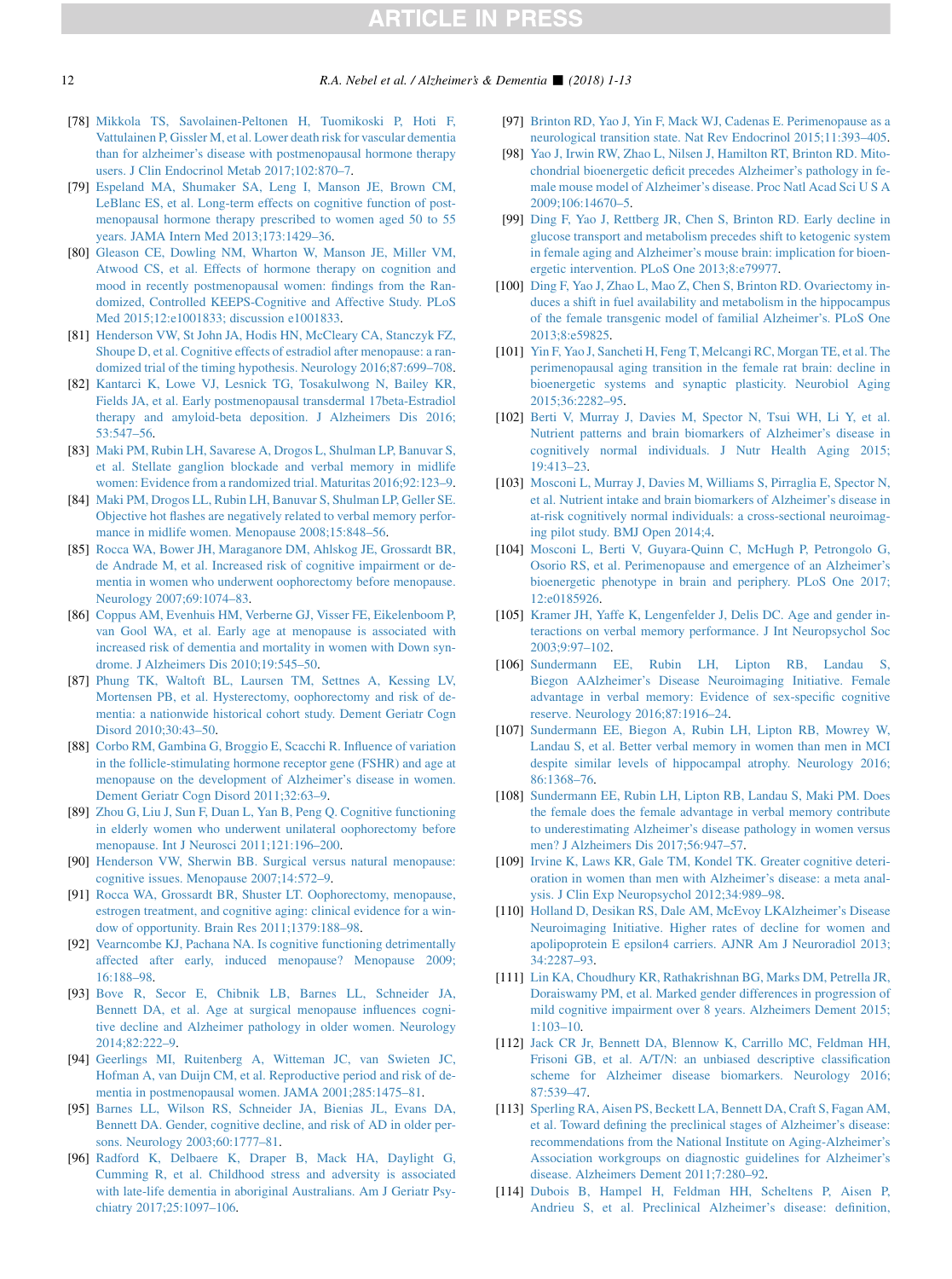[78] Mikkola TS, Savolainen-Peltonen H, Tuomikoski P, Hoti F, Vattulainen P, Gissler M, et al. Lower death risk for vascular dementia than for alzheimer's disease with postmenopausal hormone therapy users. J Clin Endocrinol Metab 2017;102:870–7.

[79] Espeland MA, Shumaker SA, Leng I, Manson JE, Brown CM, LeBlanc ES, et al. Long-term effects on cognitive function of postmenopausal hormone therapy prescribed to women aged 50 to 55 years. JAMA Intern Med 2013;173:1429–36.

[80] Gleason CE, Dowling NM, Wharton W, Manson JE, Miller VM, Atwood CS, et al. Effects of hormone therapy on cognition and mood in recently postmenopausal women: findings from the Randomized, Controlled KEEPS-Cognitive and Affective Study. PLoS Med 2015;12:e1001833; discussion e1001833.

[81] Henderson VW, St John JA, Hodis HN, McCleary CA, Stanczyk FZ, Shoupe D, et al. Cognitive effects of estradiol after menopause: a randomized trial of the timing hypothesis. Neurology 2016;87:699–708.

[82] Kantarci K, Lowe VJ, Lesnick TG, Tosakulwong N, Bailey KR, Fields JA, et al. Early postmenopausal transdermal 17beta-Estradiol therapy and amyloid-beta deposition. J Alzheimers Dis 2016;53:547–56.

[83] Maki PM, Rubin LH, Savarese A, Drogos L, Shulman LP, Banuvar S, et al. Stellate ganglion blockade and verbal memory in midlife women: Evidence from a randomized trial. Maturitas 2016;92:123–9.

[84] Maki PM, Drogos LL, Rubin LH, Banuvar S, Shulman LP, Geller SE. Objective hot flashes are negatively related to verbal memory performance in midlife women. Menopause 2008;15:848–56.

[85] Rocca WA, Bower JH, Maraganore DM, Ahlskog JE, Grossardt BR, de Andrade M, et al. Increased risk of cognitive impairment or dementia in women who underwent oophorectomy before menopause. Neurology 2007;69:1074–83.

[86] Coppus AM, Evenhuis HM, Verberne GJ, Visser FE, Eikelenboom P, van Gool WA, et al. Early age at menopause is associated with increased risk of dementia and mortality in women with Down syndrome. J Alzheimers Dis 2010;19:545–50.

[87] Phung TK, Waltoft BL, Laursen TM, Settnes A, Kessing LV, Mortensen PB, et al. Hysterectomy, oophorectomy and risk of dementia: a nationwide historical cohort study. Dement Geriatr Cogn Disord 2010;30:43–50.

[88] Corbo RM, Gambina G, Broggio E, Scacchi R. Influence of variation in the follicle-stimulating hormone receptor gene (FSHR) and age at menopause on the development of Alzheimer's disease in women. Dement Geriatr Cogn Disord 2011;32:63–9.

[89] Zhou G, Liu J, Sun F, Duan L, Yan B, Peng Q. Cognitive functioning in elderly women who underwent unilateral oophorectomy before menopause. Int J Neurosci 2011;121:196–200.

[90] Henderson VW, Sherwin BB. Surgical versus natural menopause: cognitive issues. Menopause 2007;14:572–9.

[91] Rocca WA, Grossardt BR, Shuster LT. Oophorectomy, menopause, estrogen treatment, and cognitive aging: clinical evidence for a window of opportunity. Brain Res 2011;1379:188–98.

[92] Vearncombe KJ, Pachana NA. Is cognitive functioning detrimentally affected after early, induced menopause? Menopause 2009;16:188–98.

[93] Bove R, Secor E, Chibnik LB, Barnes LL, Schneider JA, Bennett DA, et al. Age at surgical menopause influences cognitive decline and Alzheimer pathology in older women. Neurology 2014;82:222–9.

[94] Geerlings MI, Ruitenberg A, Witteman JC, van Swieten JC, Hofman A, van Duijn CM, et al. Reproductive period and risk of dementia in postmenopausal women. JAMA 2001;285:1475–81.

[95] Barnes LL, Wilson RS, Schneider JA, Bienias JL, Evans DA, Bennett DA. Gender, cognitive decline, and risk of AD in older persons. Neurology 2003;60:1777–81.

[96] Radford K, Delbaere K, Draper B, Mack HA, Daylight G, Cumming R, et al. Childhood stress and adversity is associated with late-life dementia in aboriginal Australians. Am J Geriatr Psychiatry 2017;25:1097–106.

[97] Brinton RD, Yao J, Yin F, Mack WJ, Cadenas E. Perimenopause as a neurological transition state. Nat Rev Endocrinol 2015;11:393–405.

[98] Yao J, Irwin RW, Zhao L, Nilsen J, Hamilton RT, Brinton RD. Mitochondrial bioenergetic deficit precedes Alzheimer's pathology in female mouse model of Alzheimer's disease. Proc Natl Acad Sci U S A 2009;106:14670–5.

[99] Ding F, Yao J, Rettberg JR, Chen S, Brinton RD. Early decline in glucose transport and metabolism precedes shift to ketogenic system in female aging and Alzheimer's mouse brain: implication for bioenergetic intervention. PLoS One 2013;8:e79977.

[100] Ding F, Yao J, Zhao L, Mao Z, Chen S, Brinton RD. Ovariectomy induces a shift in fuel availability and metabolism in the hippocampus of the female transgenic model of familial Alzheimer's. PLoS One 2013;8:e59825.

[101] Yin F, Yao J, Sancheti H, Feng T, Melcangi RC, Morgan TE, et al. The perimenopausal aging transition in the female rat brain: decline in bioenergetic systems and synaptic plasticity. Neurobiol Aging 2015;36:2282–95.

[102] Berti V, Murray J, Davies M, Spector N, Tsui WH, Li Y, et al. Nutrient patterns and brain biomarkers of Alzheimer's disease in cognitively normal individuals. J Nutr Health Aging 2015;19:413–23.

[103] Mosconi L, Murray J, Davies M, Williams S, Pirraglia E, Spector N, et al. Nutrient intake and brain biomarkers of Alzheimer's disease in at-risk cognitively normal individuals: a cross-sectional neuroimaging pilot study. BMJ Open 2014;4.

[104] Mosconi L, Berti V, Guyara-Quinn C, McHugh P, Petrongolo G, Osorio RS, et al. Perimenopause and emergence of an Alzheimer's bioenergetic phenotype in brain and periphery. PLoS One 2017;12:e0185926.

[105] Kramer JH, Yaffe K, Lengenfelder J, Delis DC. Age and gender interactions on verbal memory performance. J Int Neuropsychol Soc 2003;9:97–102.

[106] Sundermann EE, Rubin LH, Lipton RB, Landau S, Biegon AAlzheimer's Disease Neuroimaging Initiative. Female advantage in verbal memory: Evidence of sex-specific cognitive reserve. Neurology 2016;87:1916–24.

[107] Sundermann EE, Biegon A, Rubin LH, Lipton RB, Mowrey W, Landau S, et al. Better verbal memory in women than men in MCI despite similar levels of hippocampal atrophy. Neurology 2016;86:1368–76.

[108] Sundermann EE, Rubin LH, Lipton RB, Landau S, Maki PM. Does the female does the female advantage in verbal memory contribute to underestimating Alzheimer's disease pathology in women versus men? J Alzheimers Dis 2017;56:947–57.

[109] Irvine K, Laws KR, Gale TM, Kondel TK. Greater cognitive deterioration in women than men with Alzheimer's disease: a meta analysis. J Clin Exp Neuropsychol 2012;34:989–98.

[110] Holland D, Desikan RS, Dale AM, McEvoy LKAlzheimer's Disease Neuroimaging Initiative. Higher rates of decline for women and apolipoprotein E epsilon4 carriers. AJNR Am J Neuroradiol 2013;34:2287–93.

[111] Lin KA, Choudhury KR, Rathakrishnan BG, Marks DM, Petrella JR, Doraiswamy PM, et al. Marked gender differences in progression of mild cognitive impairment over 8 years. Alzheimers Dement 2015;1:103–10.

[112] Jack CR Jr, Bennett DA, Blennow K, Carrillo MC, Feldman HH, Frisoni GB, et al. A/T/N: an unbiased descriptive classification scheme for Alzheimer disease biomarkers. Neurology 2016;87:539–47.

[113] Sperling RA, Aisen PS, Beckett LA, Bennett DA, Craft S, Fagan AM, et al. Toward defining the preclinical stages of Alzheimer's disease: recommendations from the National Institute on Aging-Alzheimer's Association workgroups on diagnostic guidelines for Alzheimer's disease. Alzheimers Dement 2011;7:280–92.

[114] Dubois B, Hampel H, Feldman HH, Scheltens P, Aisen P, Andrieu S, et al. Preclinical Alzheimer's disease: definition,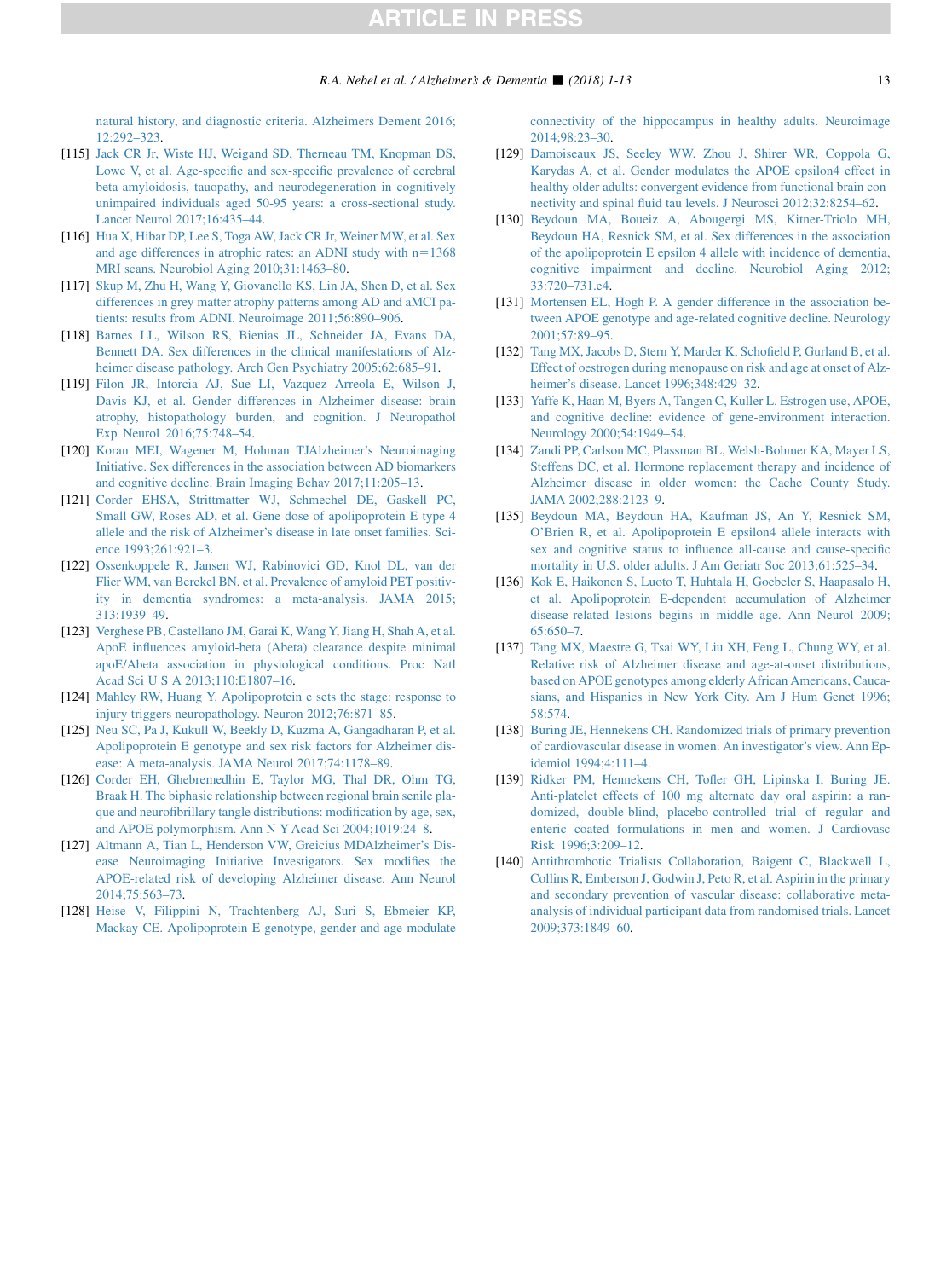natural history, and diagnostic criteria. Alzheimers Dement 2016;12:292–323.

[115] Jack CR Jr, Wiste HJ, Weigand SD, Therneau TM, Knopman DS, Lowe V, et al. Age-specific and sex-specific prevalence of cerebral beta-amyloidosis, tauopathy, and neurodegeneration in cognitively unimpaired individuals aged 50-95 years: a cross-sectional study. Lancet Neurol 2017;16:435–44.

[116] Hua X, Hibar DP, Lee S, Toga AW, Jack CR Jr, Weiner MW, et al. Sex and age differences in atrophic rates: an ADNI study with n=1368 MRI scans. Neurobiol Aging 2010;31:1463–80.

[117] Skup M, Zhu H, Wang Y, Giovanello KS, Lin JA, Shen D, et al. Sex differences in grey matter atrophy patterns among AD and aMCI patients: results from ADNI. Neuroimage 2011;56:890–906.

[118] Barnes LL, Wilson RS, Bienias JL, Schneider JA, Evans DA, Bennett DA. Sex differences in the clinical manifestations of Alzheimer disease pathology. Arch Gen Psychiatry 2005;62:685–91.

[119] Filon JR, Intorcia AJ, Sue LI, Vazquez Arreola E, Wilson J, Davis KJ, et al. Gender differences in Alzheimer disease: brain atrophy, histopathology burden, and cognition. J Neuropathol Exp Neurol 2016;75:748–54.

[120] Koran MEI, Wagener M, Hohman TJAlzheimer's Neuroimaging Initiative. Sex differences in the association between AD biomarkers and cognitive decline. Brain Imaging Behav 2017;11:205–13.

[121] Corder EHSA, Strittmatter WJ, Schmechel DE, Gaskell PC, Small GW, Roses AD, et al. Gene dose of apolipoprotein E type 4 allele and the risk of Alzheimer's disease in late onset families. Science 1993;261:921–3.

[122] Ossenkoppele R, Jansen WJ, Rabinovici GD, Knol DL, van der Flier WM, van Berckel BN, et al. Prevalence of amyloid PET positivity in dementia syndromes: a meta-analysis. JAMA 2015;313:1939–49.

[123] Verghese PB, Castellano JM, Garai K, Wang Y, Jiang H, Shah A, et al. ApoE influences amyloid-beta (Abeta) clearance despite minimal apoE/Abeta association in physiological conditions. Proc Natl Acad Sci U S A 2013;110:E1807–16.

[124] Mahley RW, Huang Y. Apolipoprotein e sets the stage: response to injury triggers neuropathology. Neuron 2012;76:871–85.

[125] Neu SC, Pa J, Kukull W, Beekly D, Kuzma A, Gangadharan P, et al. Apolipoprotein E genotype and sex risk factors for Alzheimer disease: A meta-analysis. JAMA Neurol 2017;74:1178–89.

[126] Corder EH, Ghebremedhin E, Taylor MG, Thal DR, Ohm TG, Braak H. The biphasic relationship between regional brain senile plaque and neurofibrillary tangle distributions: modification by age, sex, and APOE polymorphism. Ann N Y Acad Sci 2004;1019:24–8.

[127] Altmann A, Tian L, Henderson VW, Greicius MDAlzheimer's Disease Neuroimaging Initiative Investigators. Sex modifies the APOE-related risk of developing Alzheimer disease. Ann Neurol 2014;75:563–73.

[128] Heise V, Filippini N, Trachtenberg AJ, Suri S, Ebmeier KP, Mackay CE. Apolipoprotein E genotype, gender and age modulate connectivity of the hippocampus in healthy adults. Neuroimage 2014;98:23–30.

[129] Damoiseaux JS, Seeley WW, Zhou J, Shirer WR, Coppola G, Karydas A, et al. Gender modulates the APOE epsilon4 effect in healthy older adults: convergent evidence from functional brain connectivity and spinal fluid tau levels. J Neurosci 2012;32:8254–62.

[130] Beydoun MA, Boueiz A, Abougergi MS, Kitner-Triolo MH, Beydoun HA, Resnick SM, et al. Sex differences in the association of the apolipoprotein E epsilon 4 allele with incidence of dementia, cognitive impairment and decline. Neurobiol Aging 2012;33:720–731.e4.

[131] Mortensen EL, Hogh P. A gender difference in the association between APOE genotype and age-related cognitive decline. Neurology 2001;57:89–95.

[132] Tang MX, Jacobs D, Stern Y, Marder K, Schofield P, Gurland B, et al. Effect of oestrogen during menopause on risk and age at onset of Alzheimer's disease. Lancet 1996;348:429–32.

[133] Yaffe K, Haan M, Byers A, Tangen C, Kuller L. Estrogen use, APOE, and cognitive decline: evidence of gene-environment interaction. Neurology 2000;54:1949–54.

[134] Zandi PP, Carlson MC, Plassman BL, Welsh-Bohmer KA, Mayer LS, Steffens DC, et al. Hormone replacement therapy and incidence of Alzheimer disease in older women: the Cache County Study. JAMA 2002;288:2123–9.

[135] Beydoun MA, Beydoun HA, Kaufman JS, An Y, Resnick SM, O'Brien R, et al. Apolipoprotein E epsilon4 allele interacts with sex and cognitive status to influence all-cause and cause-specific mortality in U.S. older adults. J Am Geriatr Soc 2013;61:525–34.

[136] Kok E, Haikonen S, Luoto T, Huhtala H, Goebeler S, Haapasalo H, et al. Apolipoprotein E-dependent accumulation of Alzheimer disease-related lesions begins in middle age. Ann Neurol 2009;65:650–7.

[137] Tang MX, Maestre G, Tsai WY, Liu XH, Feng L, Chung WY, et al. Relative risk of Alzheimer disease and age-at-onset distributions, based on APOE genotypes among elderly African Americans, Caucasians, and Hispanics in New York City. Am J Hum Genet 1996;58:574.

[138] Buring JE, Hennekens CH. Randomized trials of primary prevention of cardiovascular disease in women. An investigator's view. Ann Epidemiol 1994;4:111–4.

[139] Ridker PM, Hennekens CH, Tofler GH, Lipinska I, Buring JE. Anti-platelet effects of 100 mg alternate day oral aspirin: a randomized, double-blind, placebo-controlled trial of regular and enteric coated formulations in men and women. J Cardiovasc Risk 1996;3:209–12.

[140] Antithrombotic Trialists Collaboration, Baigent C, Blackwell L, Collins R, Emberson J, Godwin J, Peto R, et al. Aspirin in the primary and secondary prevention of vascular disease: collaborative meta-analysis of individual participant data from randomised trials. Lancet 2009;373:1849–60.